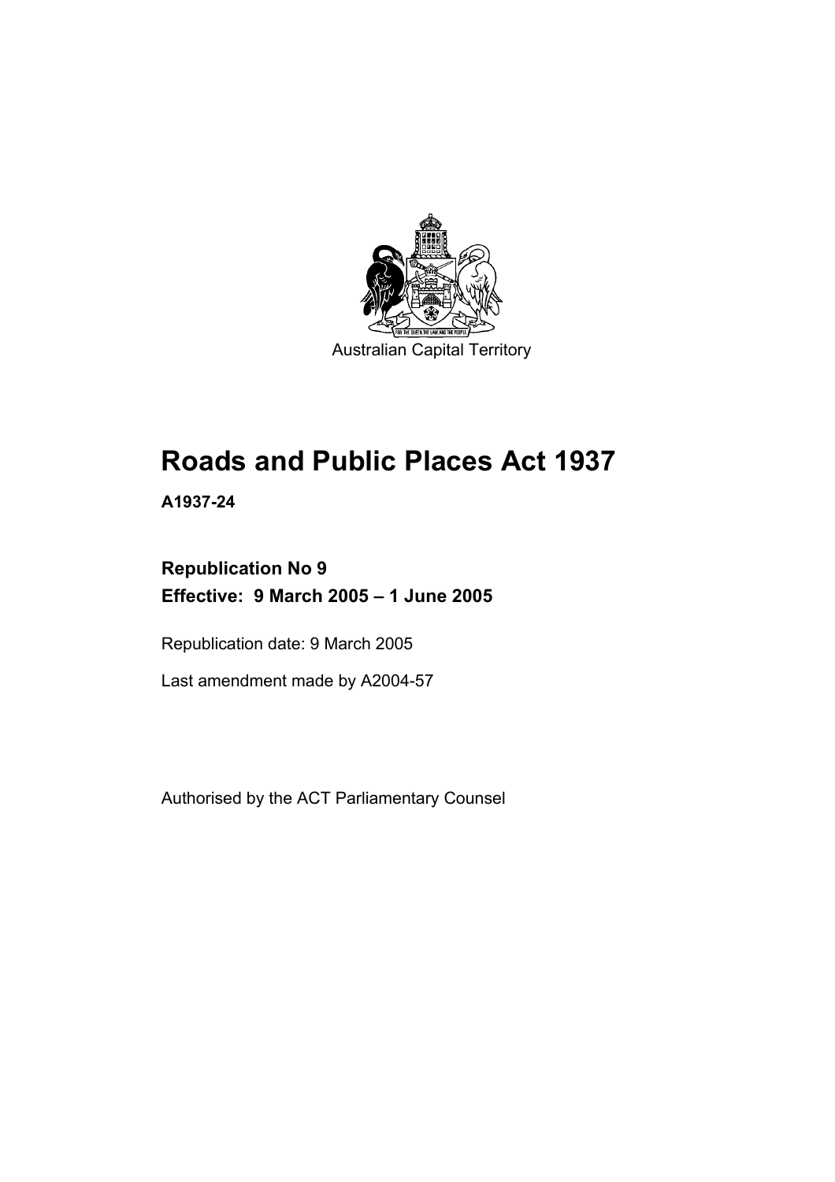Australian Capital Territory

# Roads and Public Places Act 1937

**A1937-24**

**Republication No 9**
**Effective: 9 March 2005 – 1 June 2005**

Republication date: 9 March 2005

Last amendment made by A2004-57

Authorised by the ACT Parliamentary Counsel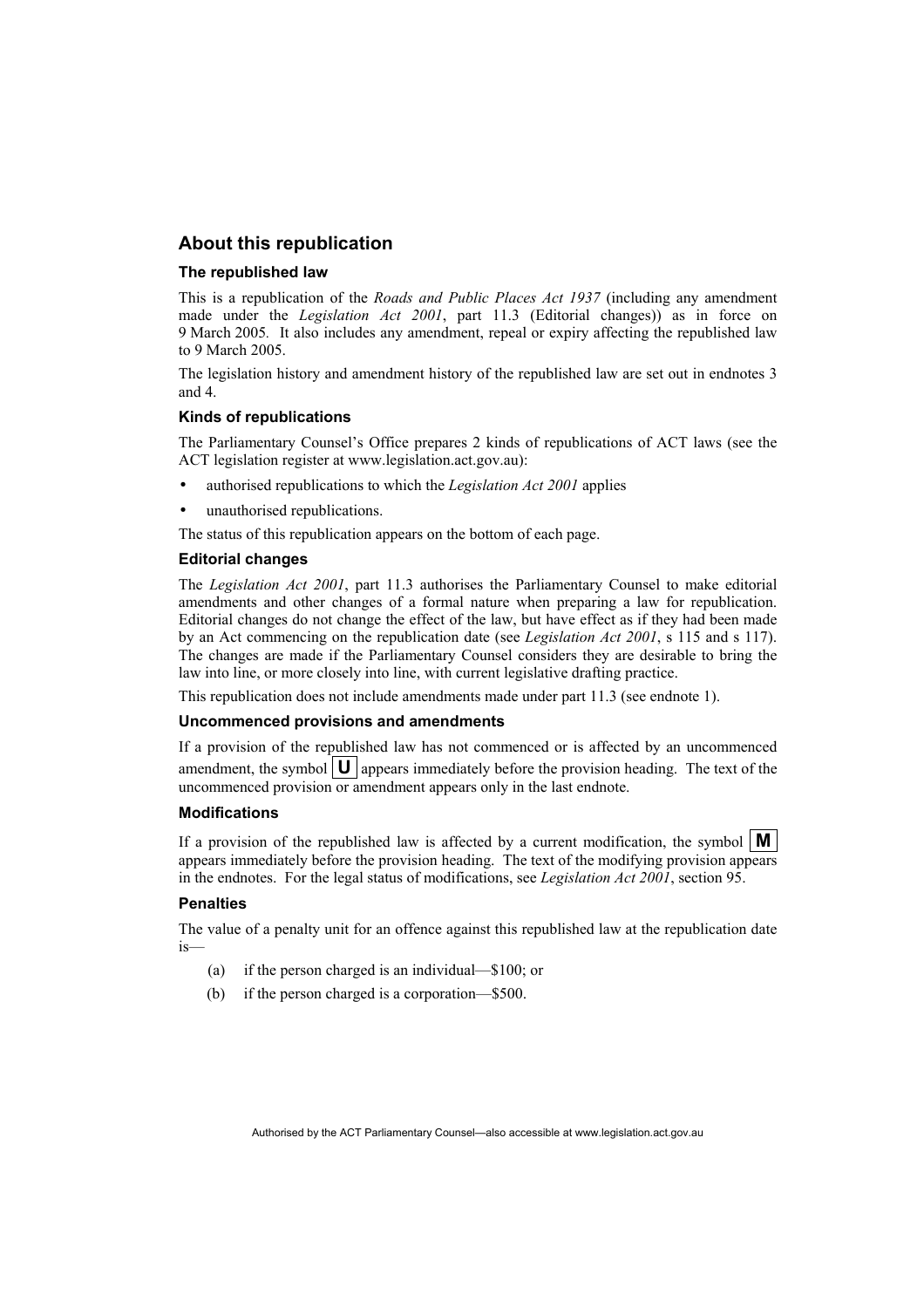## About this republication

### The republished law

This is a republication of the *Roads and Public Places Act 1937* (including any amendment made under the *Legislation Act 2001*, part 11.3 (Editorial changes)) as in force on 9 March 2005. It also includes any amendment, repeal or expiry affecting the republished law to 9 March 2005.

The legislation history and amendment history of the republished law are set out in endnotes 3 and 4.

### Kinds of republications

The Parliamentary Counsel's Office prepares 2 kinds of republications of ACT laws (see the ACT legislation register at www.legislation.act.gov.au):

- authorised republications to which the *Legislation Act 2001* applies
- unauthorised republications.

The status of this republication appears on the bottom of each page.

### Editorial changes

The *Legislation Act 2001*, part 11.3 authorises the Parliamentary Counsel to make editorial amendments and other changes of a formal nature when preparing a law for republication. Editorial changes do not change the effect of the law, but have effect as if they had been made by an Act commencing on the republication date (see *Legislation Act 2001*, s 115 and s 117). The changes are made if the Parliamentary Counsel considers they are desirable to bring the law into line, or more closely into line, with current legislative drafting practice.

This republication does not include amendments made under part 11.3 (see endnote 1).

### Uncommenced provisions and amendments

If a provision of the republished law has not commenced or is affected by an uncommenced amendment, the symbol **U** appears immediately before the provision heading. The text of the uncommenced provision or amendment appears only in the last endnote.

### Modifications

If a provision of the republished law is affected by a current modification, the symbol **M** appears immediately before the provision heading. The text of the modifying provision appears in the endnotes. For the legal status of modifications, see *Legislation Act 2001*, section 95.

### Penalties

The value of a penalty unit for an offence against this republished law at the republication date is—

(a) if the person charged is an individual—$100; or

(b) if the person charged is a corporation—$500.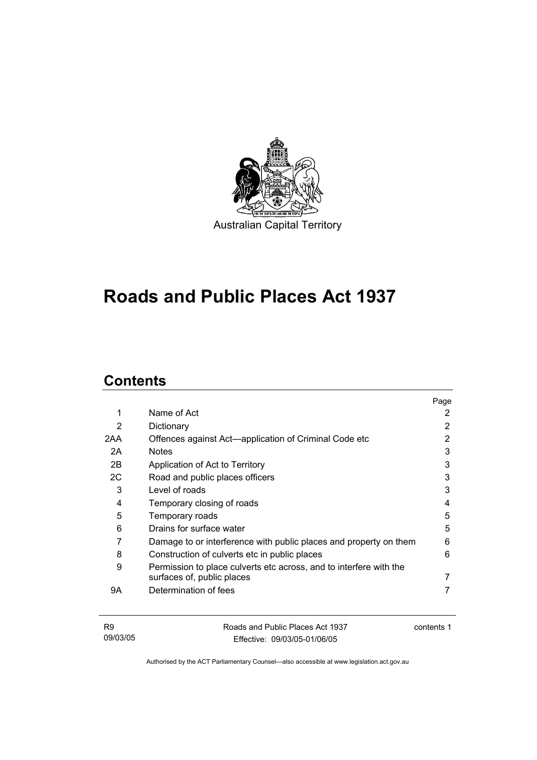Australian Capital Territory

# Roads and Public Places Act 1937

## Contents

| | | Page |
|---|---|---|
| 1 | Name of Act | 2 |
| 2 | Dictionary | 2 |
| 2AA | Offences against Act—application of Criminal Code etc | 2 |
| 2A | Notes | 3 |
| 2B | Application of Act to Territory | 3 |
| 2C | Road and public places officers | 3 |
| 3 | Level of roads | 3 |
| 4 | Temporary closing of roads | 4 |
| 5 | Temporary roads | 5 |
| 6 | Drains for surface water | 5 |
| 7 | Damage to or interference with public places and property on them | 6 |
| 8 | Construction of culverts etc in public places | 6 |
| 9 | Permission to place culverts etc across, and to interfere with the surfaces of, public places | 7 |
| 9A | Determination of fees | 7 |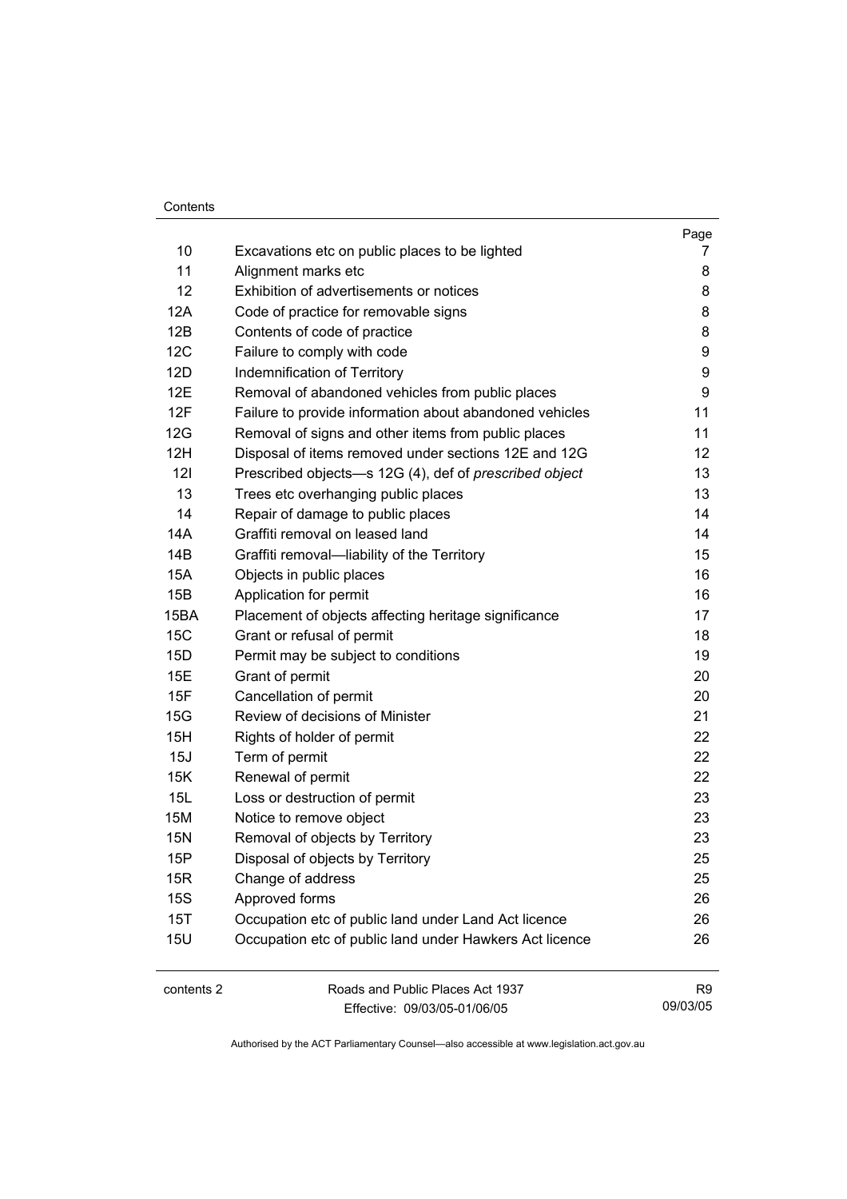| | | Page |
|---|---|---|
| 10 | Excavations etc on public places to be lighted | 7 |
| 11 | Alignment marks etc | 8 |
| 12 | Exhibition of advertisements or notices | 8 |
| 12A | Code of practice for removable signs | 8 |
| 12B | Contents of code of practice | 8 |
| 12C | Failure to comply with code | 9 |
| 12D | Indemnification of Territory | 9 |
| 12E | Removal of abandoned vehicles from public places | 9 |
| 12F | Failure to provide information about abandoned vehicles | 11 |
| 12G | Removal of signs and other items from public places | 11 |
| 12H | Disposal of items removed under sections 12E and 12G | 12 |
| 12I | Prescribed objects—s 12G (4), def of *prescribed object* | 13 |
| 13 | Trees etc overhanging public places | 13 |
| 14 | Repair of damage to public places | 14 |
| 14A | Graffiti removal on leased land | 14 |
| 14B | Graffiti removal—liability of the Territory | 15 |
| 15A | Objects in public places | 16 |
| 15B | Application for permit | 16 |
| 15BA | Placement of objects affecting heritage significance | 17 |
| 15C | Grant or refusal of permit | 18 |
| 15D | Permit may be subject to conditions | 19 |
| 15E | Grant of permit | 20 |
| 15F | Cancellation of permit | 20 |
| 15G | Review of decisions of Minister | 21 |
| 15H | Rights of holder of permit | 22 |
| 15J | Term of permit | 22 |
| 15K | Renewal of permit | 22 |
| 15L | Loss or destruction of permit | 23 |
| 15M | Notice to remove object | 23 |
| 15N | Removal of objects by Territory | 23 |
| 15P | Disposal of objects by Territory | 25 |
| 15R | Change of address | 25 |
| 15S | Approved forms | 26 |
| 15T | Occupation etc of public land under Land Act licence | 26 |
| 15U | Occupation etc of public land under Hawkers Act licence | 26 |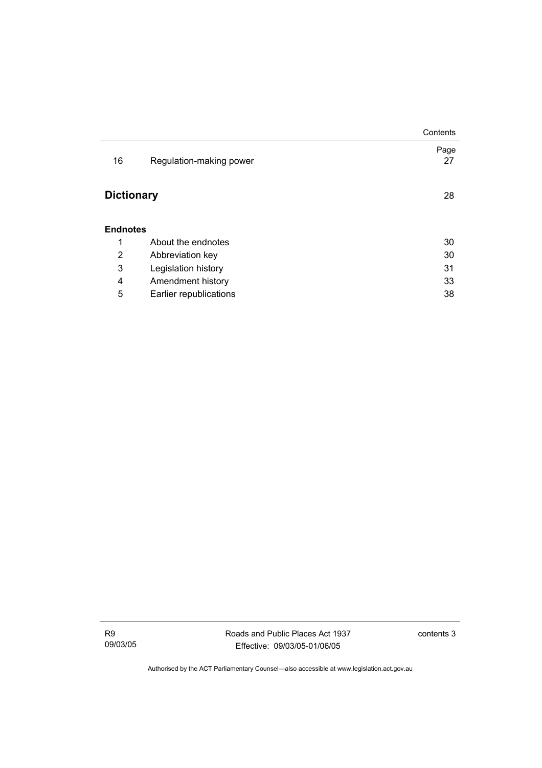| | | Page |
|---|---|---|
| 16 | Regulation-making power | 27 |

**Dictionary** 28

**Endnotes**

| | | |
|---|---|---|
| 1 | About the endnotes | 30 |
| 2 | Abbreviation key | 30 |
| 3 | Legislation history | 31 |
| 4 | Amendment history | 33 |
| 5 | Earlier republications | 38 |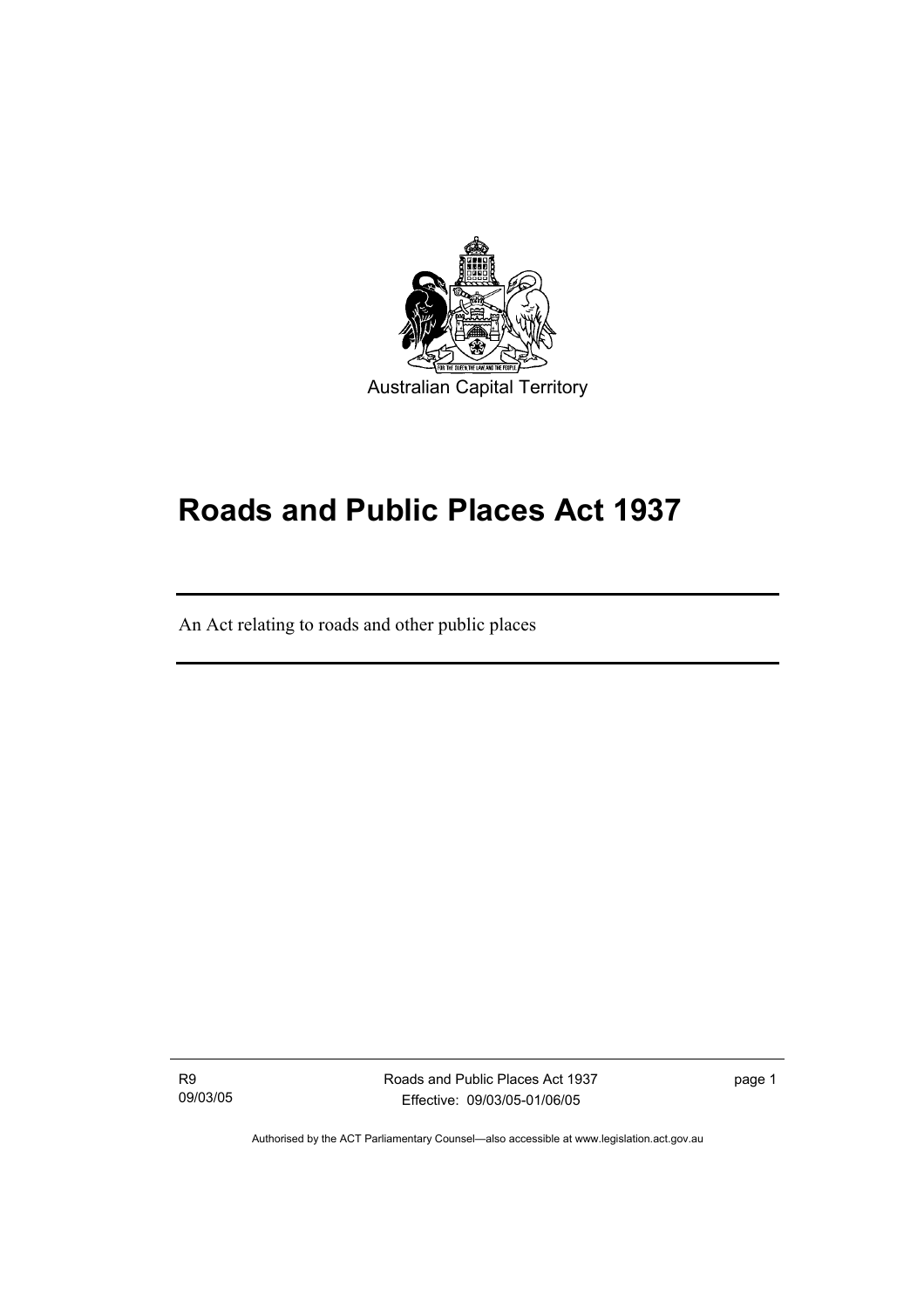Australian Capital Territory

# Roads and Public Places Act 1937

An Act relating to roads and other public places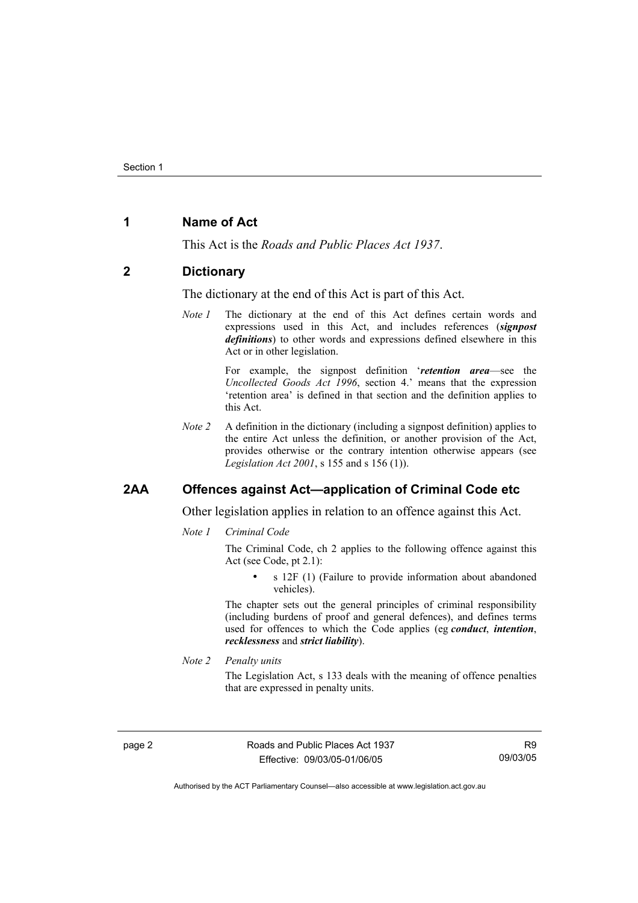## 1 Name of Act

This Act is the *Roads and Public Places Act 1937*.

## 2 Dictionary

The dictionary at the end of this Act is part of this Act.

*Note 1* The dictionary at the end of this Act defines certain words and expressions used in this Act, and includes references (***signpost definitions***) to other words and expressions defined elsewhere in this Act or in other legislation.

For example, the signpost definition '***retention area***—see the *Uncollected Goods Act 1996*, section 4.' means that the expression 'retention area' is defined in that section and the definition applies to this Act.

*Note 2* A definition in the dictionary (including a signpost definition) applies to the entire Act unless the definition, or another provision of the Act, provides otherwise or the contrary intention otherwise appears (see *Legislation Act 2001*, s 155 and s 156 (1)).

## 2AA Offences against Act—application of Criminal Code etc

Other legislation applies in relation to an offence against this Act.

*Note 1* *Criminal Code*

The Criminal Code, ch 2 applies to the following offence against this Act (see Code, pt 2.1):

- s 12F (1) (Failure to provide information about abandoned vehicles).

The chapter sets out the general principles of criminal responsibility (including burdens of proof and general defences), and defines terms used for offences to which the Code applies (eg ***conduct***, ***intention***, ***recklessness*** and ***strict liability***).

*Note 2* *Penalty units*

The Legislation Act, s 133 deals with the meaning of offence penalties that are expressed in penalty units.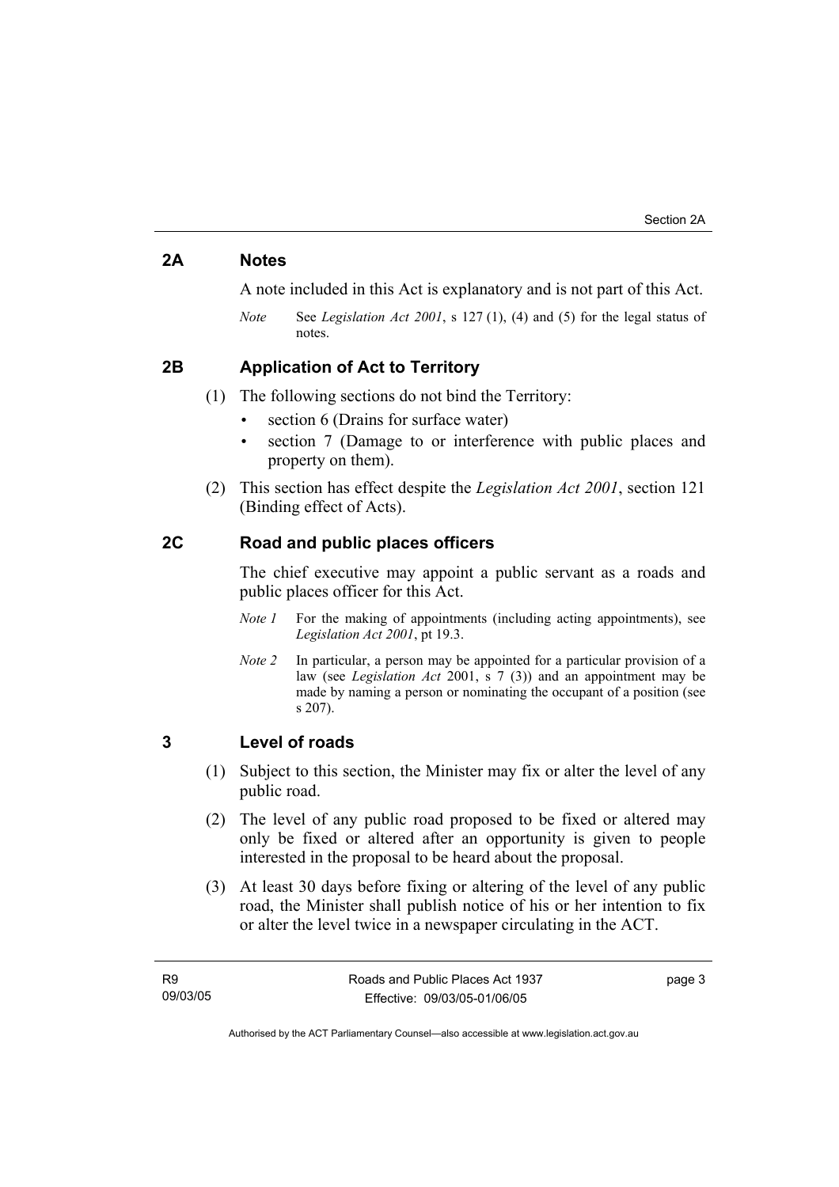## 2A Notes

A note included in this Act is explanatory and is not part of this Act.

*Note* See *Legislation Act 2001*, s 127 (1), (4) and (5) for the legal status of notes.

## 2B Application of Act to Territory

(1) The following sections do not bind the Territory:

- section 6 (Drains for surface water)
- section 7 (Damage to or interference with public places and property on them).

(2) This section has effect despite the *Legislation Act 2001*, section 121 (Binding effect of Acts).

## 2C Road and public places officers

The chief executive may appoint a public servant as a roads and public places officer for this Act.

*Note 1* For the making of appointments (including acting appointments), see *Legislation Act 2001*, pt 19.3.

*Note 2* In particular, a person may be appointed for a particular provision of a law (see *Legislation Act* 2001, s 7 (3)) and an appointment may be made by naming a person or nominating the occupant of a position (see s 207).

## 3 Level of roads

(1) Subject to this section, the Minister may fix or alter the level of any public road.

(2) The level of any public road proposed to be fixed or altered may only be fixed or altered after an opportunity is given to people interested in the proposal to be heard about the proposal.

(3) At least 30 days before fixing or altering of the level of any public road, the Minister shall publish notice of his or her intention to fix or alter the level twice in a newspaper circulating in the ACT.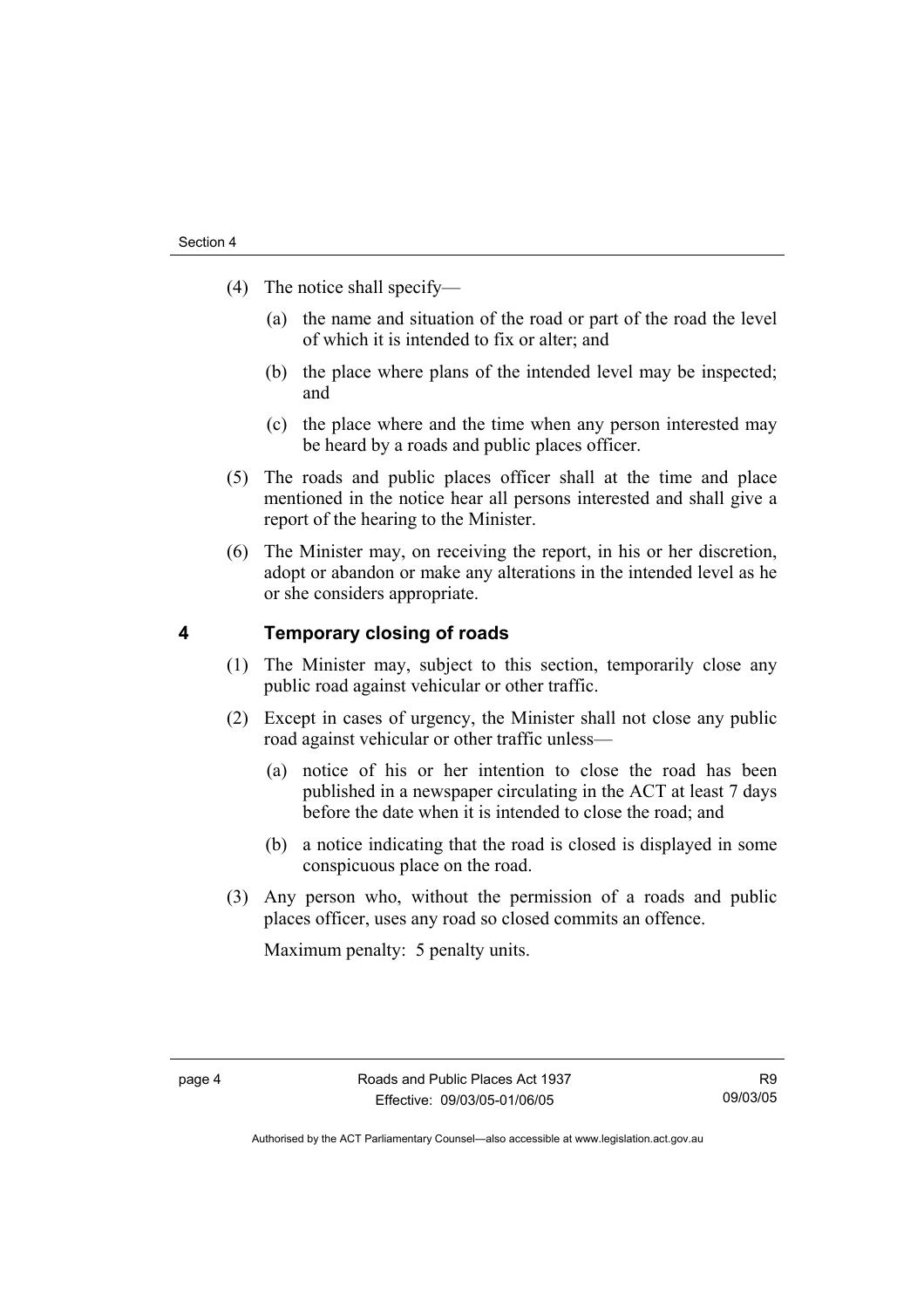(4) The notice shall specify—

   (a) the name and situation of the road or part of the road the level of which it is intended to fix or alter; and

   (b) the place where plans of the intended level may be inspected; and

   (c) the place where and the time when any person interested may be heard by a roads and public places officer.

(5) The roads and public places officer shall at the time and place mentioned in the notice hear all persons interested and shall give a report of the hearing to the Minister.

(6) The Minister may, on receiving the report, in his or her discretion, adopt or abandon or make any alterations in the intended level as he or she considers appropriate.

## 4 Temporary closing of roads

(1) The Minister may, subject to this section, temporarily close any public road against vehicular or other traffic.

(2) Except in cases of urgency, the Minister shall not close any public road against vehicular or other traffic unless—

   (a) notice of his or her intention to close the road has been published in a newspaper circulating in the ACT at least 7 days before the date when it is intended to close the road; and

   (b) a notice indicating that the road is closed is displayed in some conspicuous place on the road.

(3) Any person who, without the permission of a roads and public places officer, uses any road so closed commits an offence.

Maximum penalty: 5 penalty units.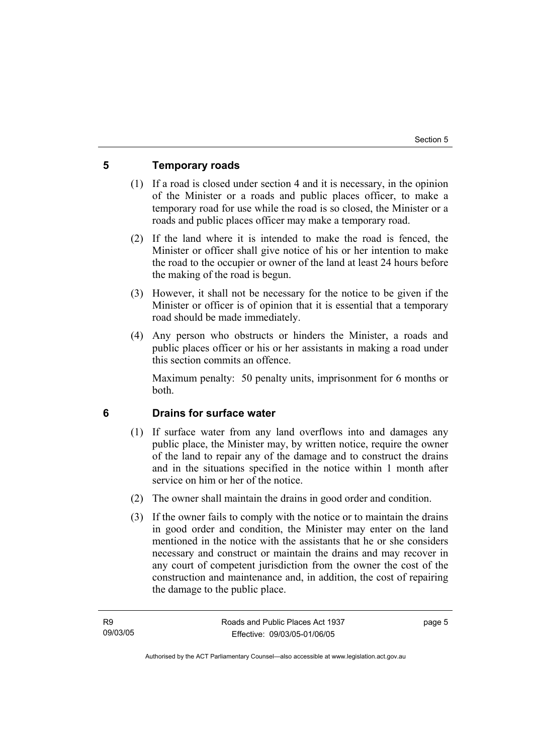## 5 Temporary roads

(1) If a road is closed under section 4 and it is necessary, in the opinion of the Minister or a roads and public places officer, to make a temporary road for use while the road is so closed, the Minister or a roads and public places officer may make a temporary road.

(2) If the land where it is intended to make the road is fenced, the Minister or officer shall give notice of his or her intention to make the road to the occupier or owner of the land at least 24 hours before the making of the road is begun.

(3) However, it shall not be necessary for the notice to be given if the Minister or officer is of opinion that it is essential that a temporary road should be made immediately.

(4) Any person who obstructs or hinders the Minister, a roads and public places officer or his or her assistants in making a road under this section commits an offence.

Maximum penalty: 50 penalty units, imprisonment for 6 months or both.

## 6 Drains for surface water

(1) If surface water from any land overflows into and damages any public place, the Minister may, by written notice, require the owner of the land to repair any of the damage and to construct the drains and in the situations specified in the notice within 1 month after service on him or her of the notice.

(2) The owner shall maintain the drains in good order and condition.

(3) If the owner fails to comply with the notice or to maintain the drains in good order and condition, the Minister may enter on the land mentioned in the notice with the assistants that he or she considers necessary and construct or maintain the drains and may recover in any court of competent jurisdiction from the owner the cost of the construction and maintenance and, in addition, the cost of repairing the damage to the public place.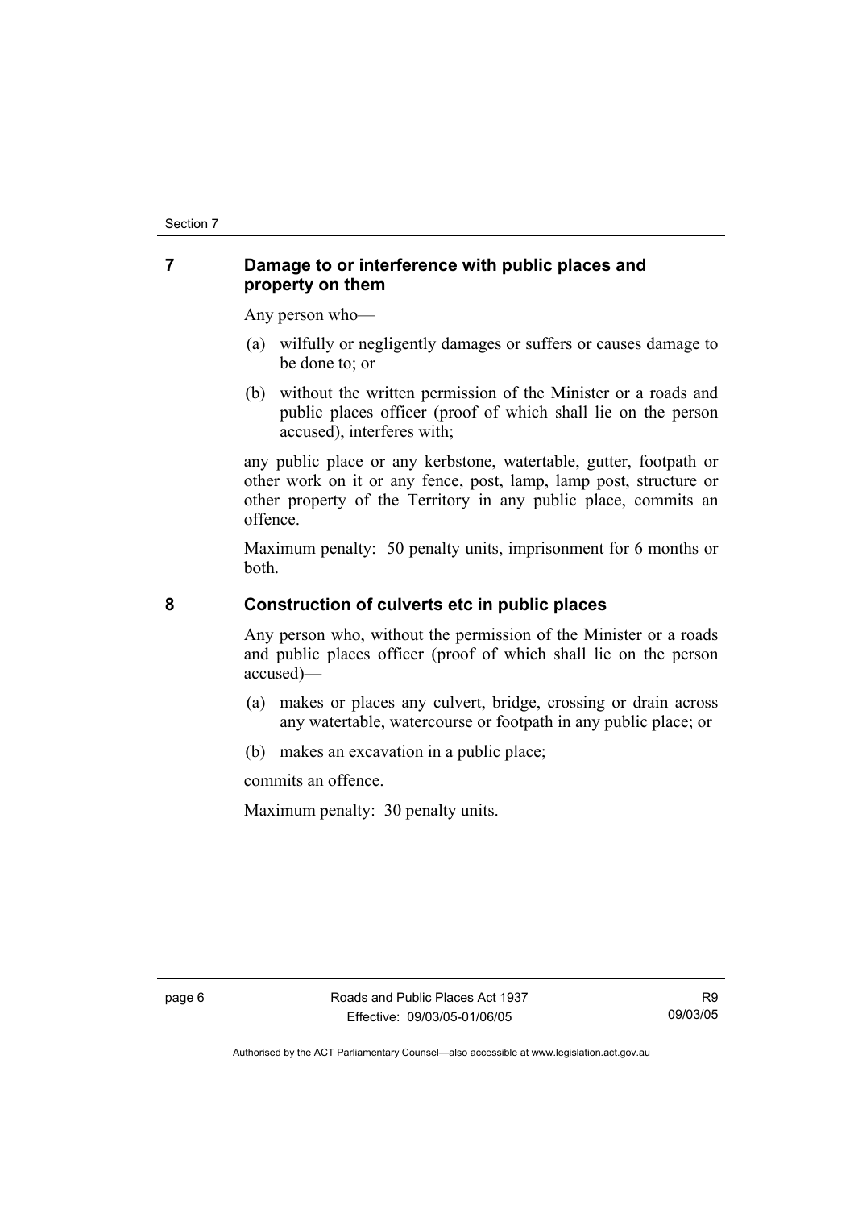## 7 Damage to or interference with public places and property on them

Any person who—

(a) wilfully or negligently damages or suffers or causes damage to be done to; or

(b) without the written permission of the Minister or a roads and public places officer (proof of which shall lie on the person accused), interferes with;

any public place or any kerbstone, watertable, gutter, footpath or other work on it or any fence, post, lamp, lamp post, structure or other property of the Territory in any public place, commits an offence.

Maximum penalty: 50 penalty units, imprisonment for 6 months or both.

## 8 Construction of culverts etc in public places

Any person who, without the permission of the Minister or a roads and public places officer (proof of which shall lie on the person accused)—

(a) makes or places any culvert, bridge, crossing or drain across any watertable, watercourse or footpath in any public place; or

(b) makes an excavation in a public place;

commits an offence.

Maximum penalty: 30 penalty units.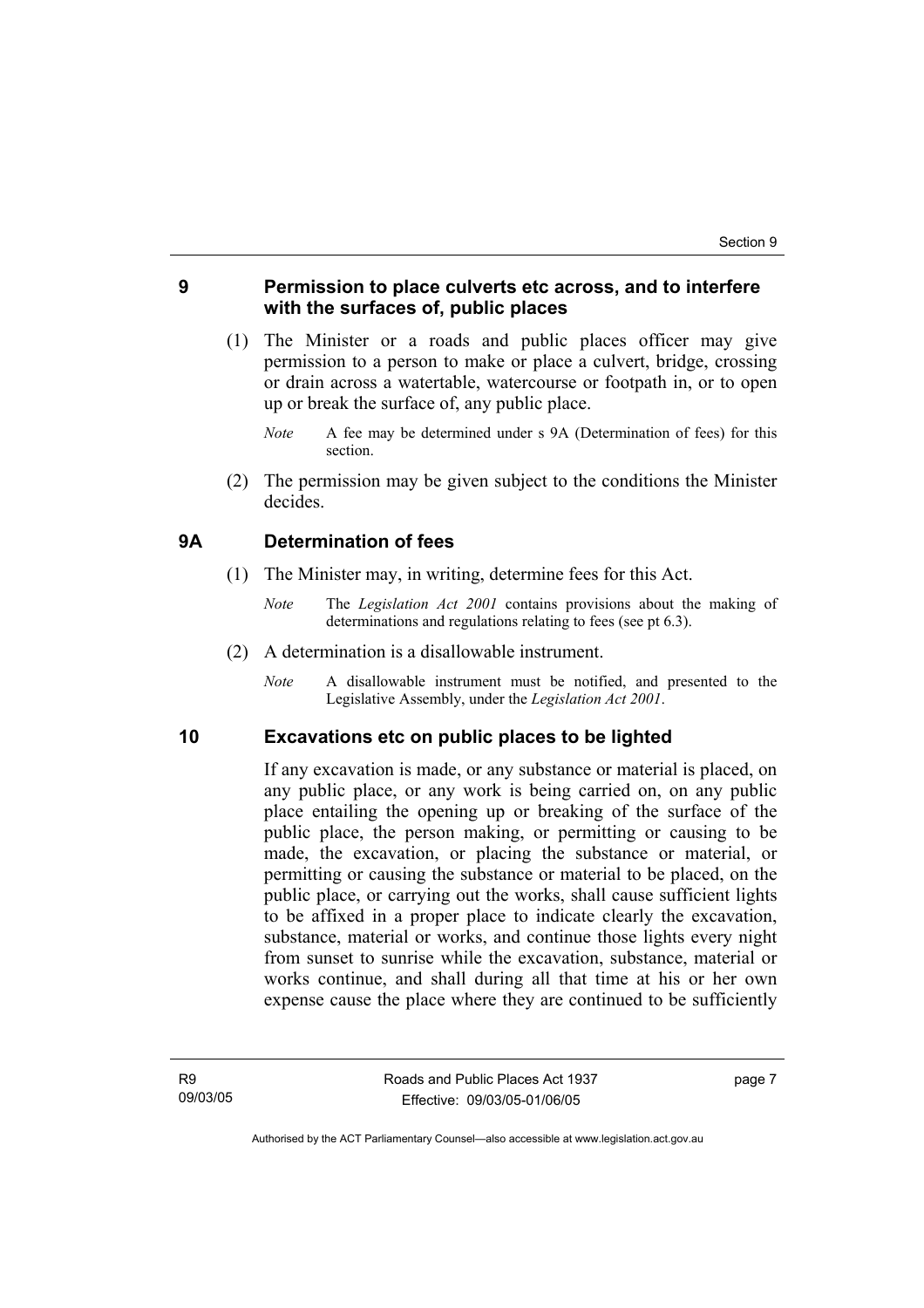## 9 Permission to place culverts etc across, and to interfere with the surfaces of, public places

(1) The Minister or a roads and public places officer may give permission to a person to make or place a culvert, bridge, crossing or drain across a watertable, watercourse or footpath in, or to open up or break the surface of, any public place.

*Note* A fee may be determined under s 9A (Determination of fees) for this section.

(2) The permission may be given subject to the conditions the Minister decides.

## 9A Determination of fees

(1) The Minister may, in writing, determine fees for this Act.

*Note* The *Legislation Act 2001* contains provisions about the making of determinations and regulations relating to fees (see pt 6.3).

(2) A determination is a disallowable instrument.

*Note* A disallowable instrument must be notified, and presented to the Legislative Assembly, under the *Legislation Act 2001*.

## 10 Excavations etc on public places to be lighted

If any excavation is made, or any substance or material is placed, on any public place, or any work is being carried on, on any public place entailing the opening up or breaking of the surface of the public place, the person making, or permitting or causing to be made, the excavation, or placing the substance or material, or permitting or causing the substance or material to be placed, on the public place, or carrying out the works, shall cause sufficient lights to be affixed in a proper place to indicate clearly the excavation, substance, material or works, and continue those lights every night from sunset to sunrise while the excavation, substance, material or works continue, and shall during all that time at his or her own expense cause the place where they are continued to be sufficiently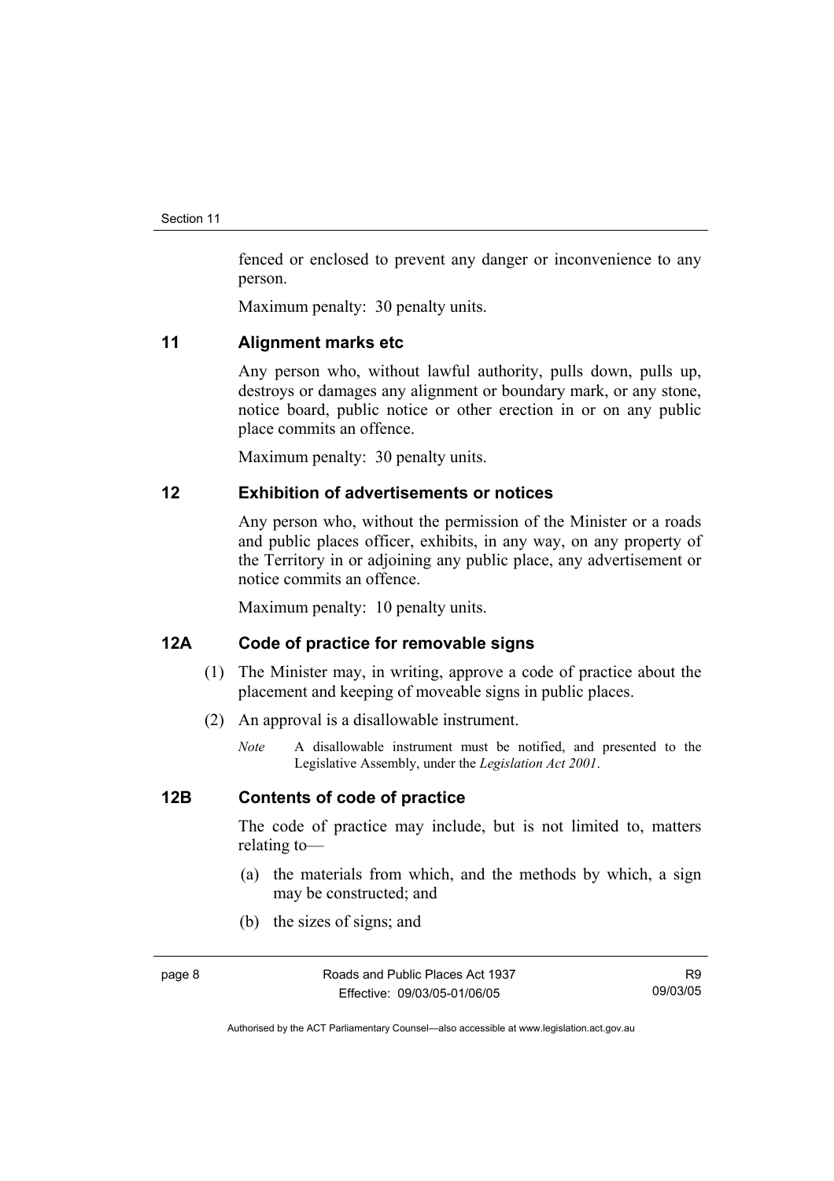fenced or enclosed to prevent any danger or inconvenience to any person.

Maximum penalty: 30 penalty units.

## 11 Alignment marks etc

Any person who, without lawful authority, pulls down, pulls up, destroys or damages any alignment or boundary mark, or any stone, notice board, public notice or other erection in or on any public place commits an offence.

Maximum penalty: 30 penalty units.

## 12 Exhibition of advertisements or notices

Any person who, without the permission of the Minister or a roads and public places officer, exhibits, in any way, on any property of the Territory in or adjoining any public place, any advertisement or notice commits an offence.

Maximum penalty: 10 penalty units.

## 12A Code of practice for removable signs

(1) The Minister may, in writing, approve a code of practice about the placement and keeping of moveable signs in public places.

(2) An approval is a disallowable instrument.

*Note* A disallowable instrument must be notified, and presented to the Legislative Assembly, under the *Legislation Act 2001*.

## 12B Contents of code of practice

The code of practice may include, but is not limited to, matters relating to—

(a) the materials from which, and the methods by which, a sign may be constructed; and

(b) the sizes of signs; and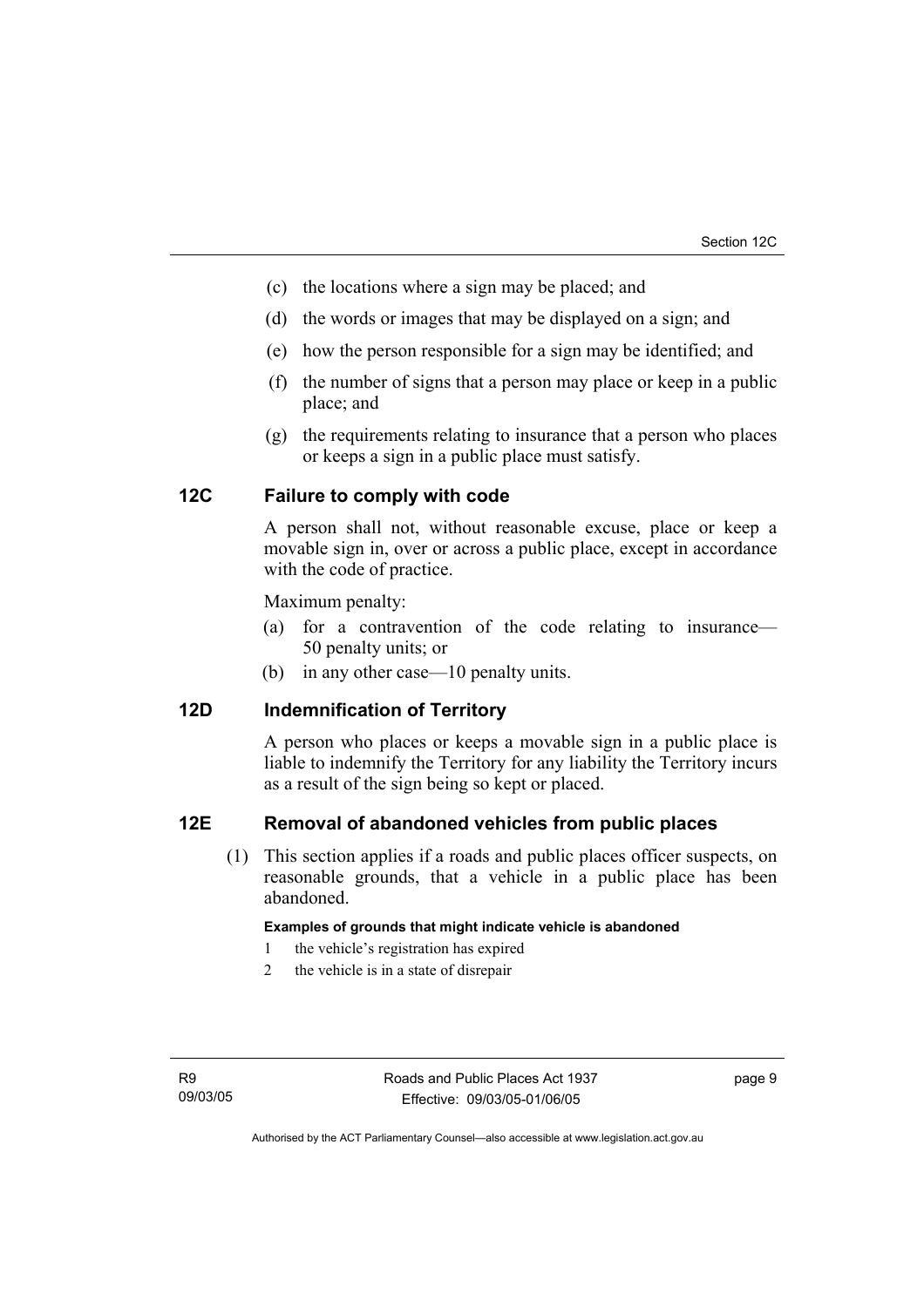(c) the locations where a sign may be placed; and

(d) the words or images that may be displayed on a sign; and

(e) how the person responsible for a sign may be identified; and

(f) the number of signs that a person may place or keep in a public place; and

(g) the requirements relating to insurance that a person who places or keeps a sign in a public place must satisfy.

## 12C Failure to comply with code

A person shall not, without reasonable excuse, place or keep a movable sign in, over or across a public place, except in accordance with the code of practice.

Maximum penalty:

(a) for a contravention of the code relating to insurance—50 penalty units; or

(b) in any other case—10 penalty units.

## 12D Indemnification of Territory

A person who places or keeps a movable sign in a public place is liable to indemnify the Territory for any liability the Territory incurs as a result of the sign being so kept or placed.

## 12E Removal of abandoned vehicles from public places

(1) This section applies if a roads and public places officer suspects, on reasonable grounds, that a vehicle in a public place has been abandoned.

**Examples of grounds that might indicate vehicle is abandoned**

1 the vehicle's registration has expired

2 the vehicle is in a state of disrepair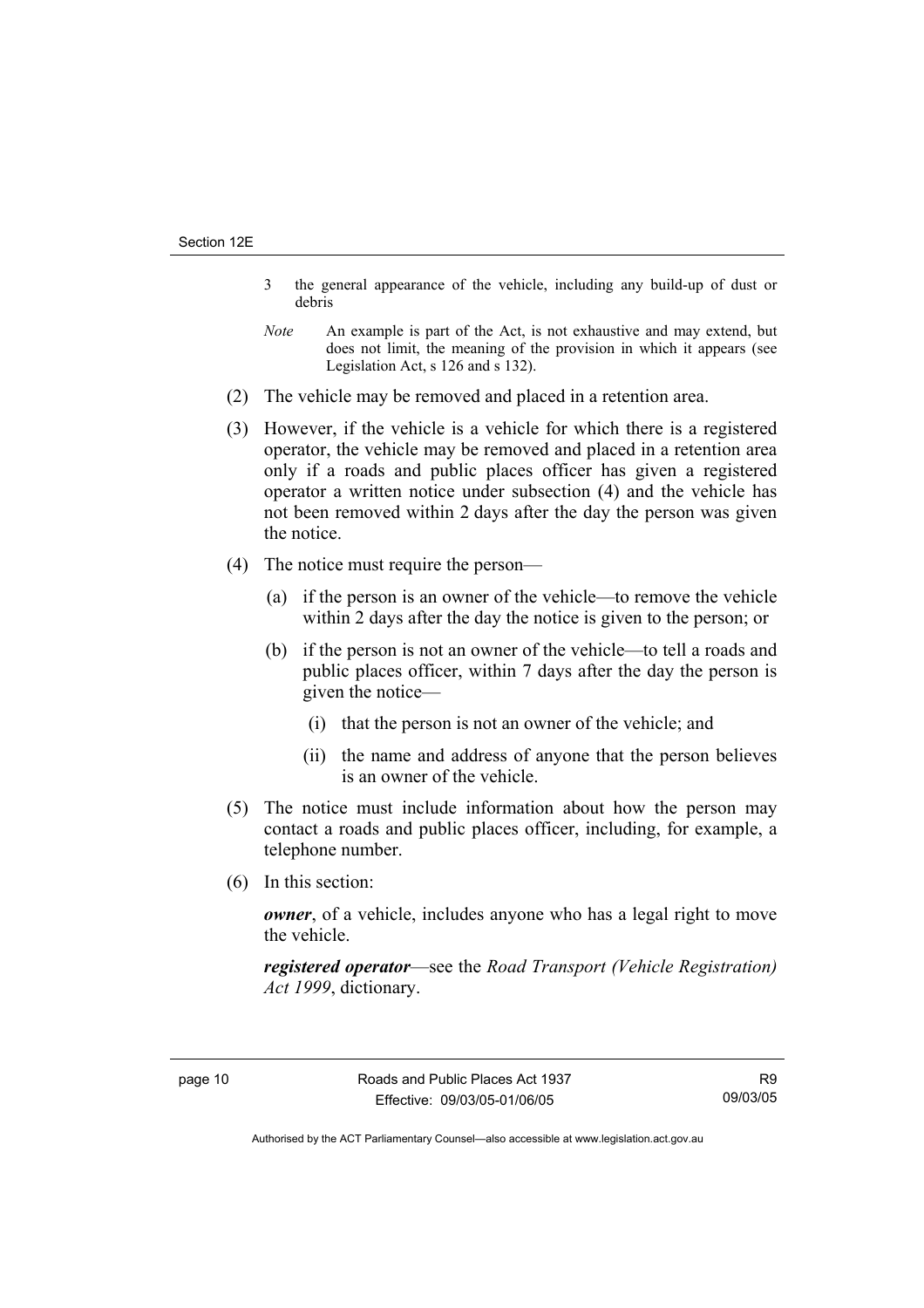3 the general appearance of the vehicle, including any build-up of dust or debris

*Note* An example is part of the Act, is not exhaustive and may extend, but does not limit, the meaning of the provision in which it appears (see Legislation Act, s 126 and s 132).

(2) The vehicle may be removed and placed in a retention area.

(3) However, if the vehicle is a vehicle for which there is a registered operator, the vehicle may be removed and placed in a retention area only if a roads and public places officer has given a registered operator a written notice under subsection (4) and the vehicle has not been removed within 2 days after the day the person was given the notice.

(4) The notice must require the person—

(a) if the person is an owner of the vehicle—to remove the vehicle within 2 days after the day the notice is given to the person; or

(b) if the person is not an owner of the vehicle—to tell a roads and public places officer, within 7 days after the day the person is given the notice—

(i) that the person is not an owner of the vehicle; and

(ii) the name and address of anyone that the person believes is an owner of the vehicle.

(5) The notice must include information about how the person may contact a roads and public places officer, including, for example, a telephone number.

(6) In this section:

***owner***, of a vehicle, includes anyone who has a legal right to move the vehicle.

***registered operator***—see the *Road Transport (Vehicle Registration) Act 1999*, dictionary.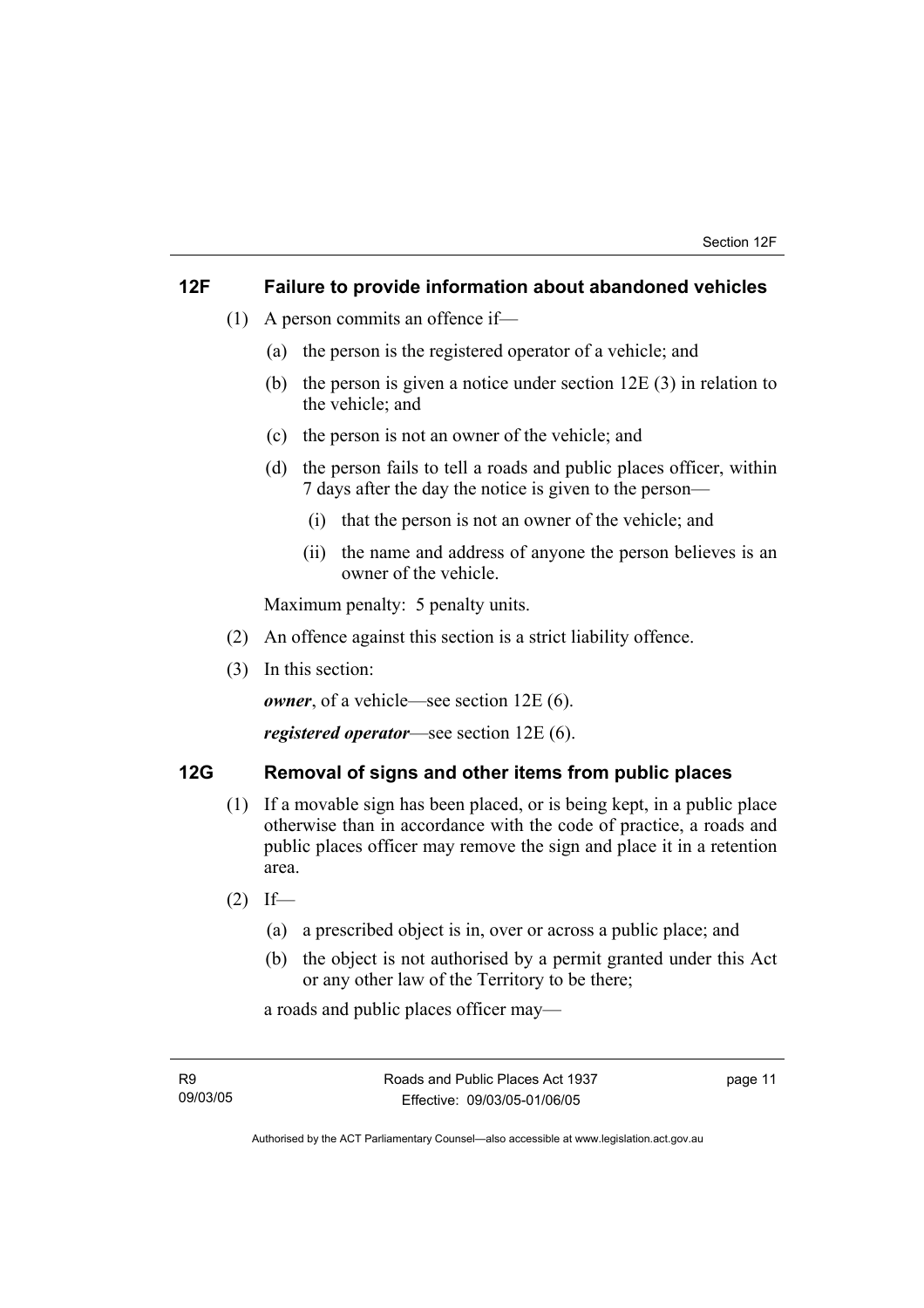## 12F Failure to provide information about abandoned vehicles

(1) A person commits an offence if—

(a) the person is the registered operator of a vehicle; and

(b) the person is given a notice under section 12E (3) in relation to the vehicle; and

(c) the person is not an owner of the vehicle; and

(d) the person fails to tell a roads and public places officer, within 7 days after the day the notice is given to the person—

(i) that the person is not an owner of the vehicle; and

(ii) the name and address of anyone the person believes is an owner of the vehicle.

Maximum penalty: 5 penalty units.

(2) An offence against this section is a strict liability offence.

(3) In this section:

***owner***, of a vehicle—see section 12E (6).

***registered operator***—see section 12E (6).

## 12G Removal of signs and other items from public places

(1) If a movable sign has been placed, or is being kept, in a public place otherwise than in accordance with the code of practice, a roads and public places officer may remove the sign and place it in a retention area.

(2) If—

(a) a prescribed object is in, over or across a public place; and

(b) the object is not authorised by a permit granted under this Act or any other law of the Territory to be there;

a roads and public places officer may—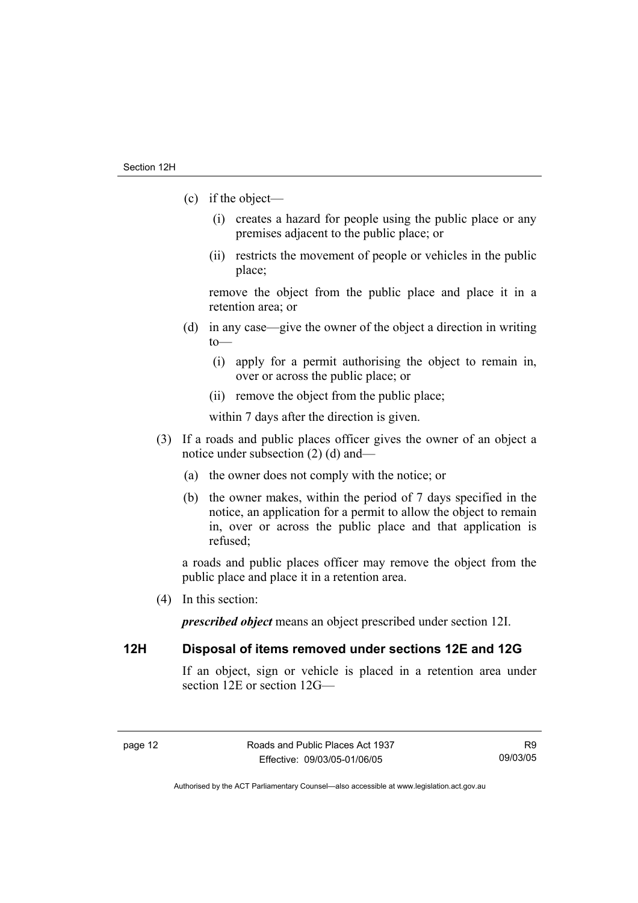(c) if the object—

   (i) creates a hazard for people using the public place or any premises adjacent to the public place; or

   (ii) restricts the movement of people or vehicles in the public place;

   remove the object from the public place and place it in a retention area; or

(d) in any case—give the owner of the object a direction in writing to—

   (i) apply for a permit authorising the object to remain in, over or across the public place; or

   (ii) remove the object from the public place;

   within 7 days after the direction is given.

(3) If a roads and public places officer gives the owner of an object a notice under subsection (2) (d) and—

   (a) the owner does not comply with the notice; or

   (b) the owner makes, within the period of 7 days specified in the notice, an application for a permit to allow the object to remain in, over or across the public place and that application is refused;

   a roads and public places officer may remove the object from the public place and place it in a retention area.

(4) In this section:

   ***prescribed object*** means an object prescribed under section 12I.

## 12H Disposal of items removed under sections 12E and 12G

If an object, sign or vehicle is placed in a retention area under section 12E or section 12G—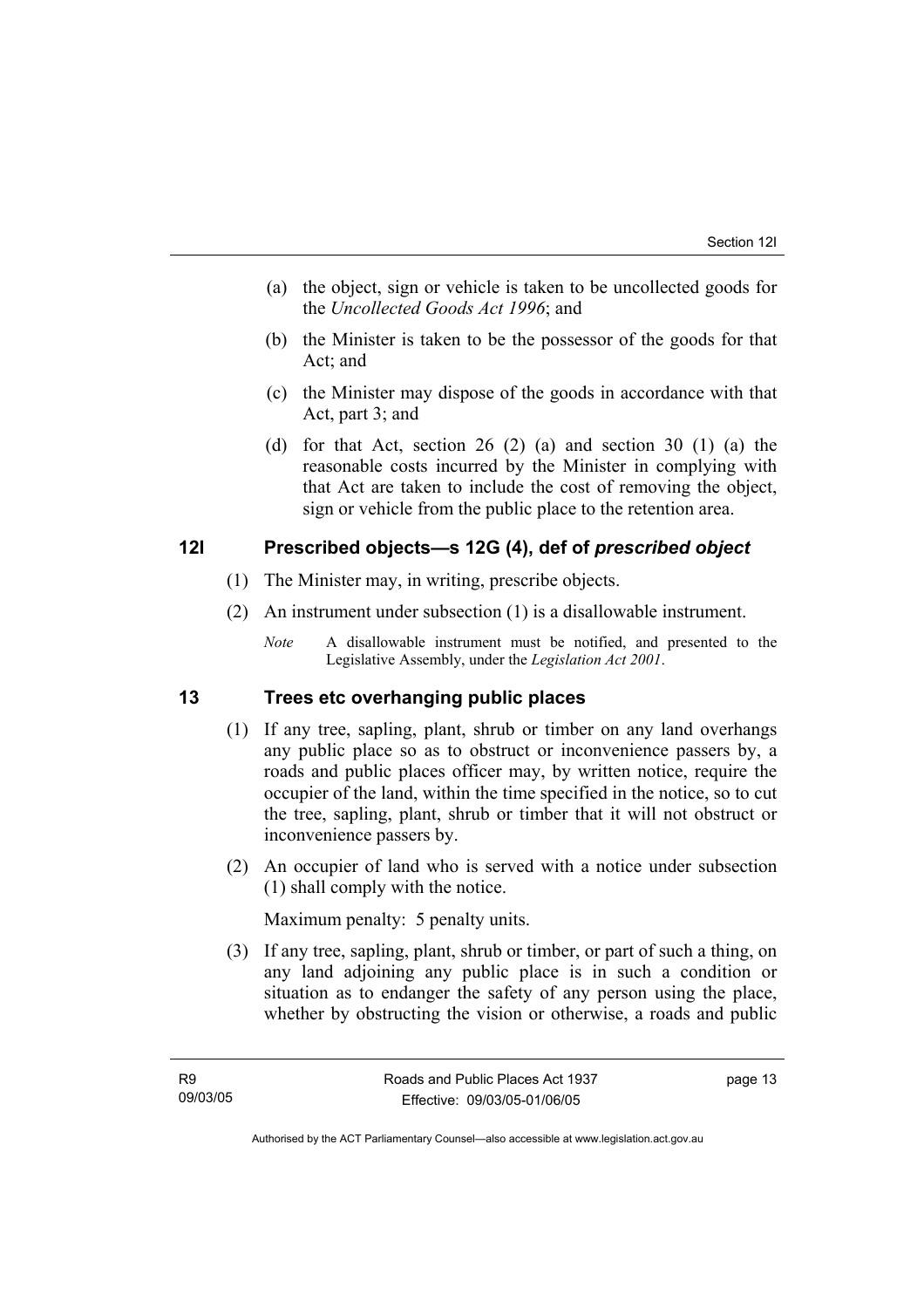(a) the object, sign or vehicle is taken to be uncollected goods for the *Uncollected Goods Act 1996*; and

(b) the Minister is taken to be the possessor of the goods for that Act; and

(c) the Minister may dispose of the goods in accordance with that Act, part 3; and

(d) for that Act, section 26 (2) (a) and section 30 (1) (a) the reasonable costs incurred by the Minister in complying with that Act are taken to include the cost of removing the object, sign or vehicle from the public place to the retention area.

## 12I Prescribed objects—s 12G (4), def of *prescribed object*

(1) The Minister may, in writing, prescribe objects.

(2) An instrument under subsection (1) is a disallowable instrument.

*Note* A disallowable instrument must be notified, and presented to the Legislative Assembly, under the *Legislation Act 2001*.

## 13 Trees etc overhanging public places

(1) If any tree, sapling, plant, shrub or timber on any land overhangs any public place so as to obstruct or inconvenience passers by, a roads and public places officer may, by written notice, require the occupier of the land, within the time specified in the notice, so to cut the tree, sapling, plant, shrub or timber that it will not obstruct or inconvenience passers by.

(2) An occupier of land who is served with a notice under subsection (1) shall comply with the notice.

Maximum penalty: 5 penalty units.

(3) If any tree, sapling, plant, shrub or timber, or part of such a thing, on any land adjoining any public place is in such a condition or situation as to endanger the safety of any person using the place, whether by obstructing the vision or otherwise, a roads and public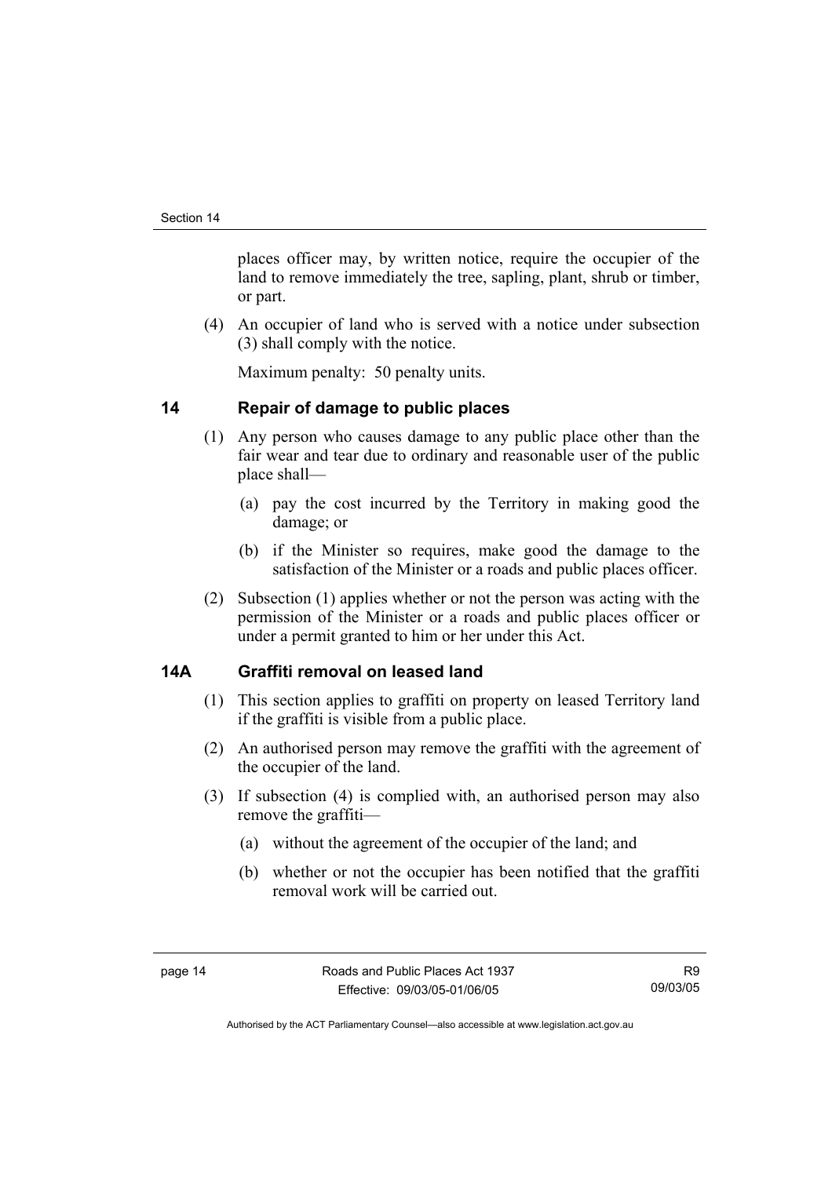places officer may, by written notice, require the occupier of the land to remove immediately the tree, sapling, plant, shrub or timber, or part.

(4) An occupier of land who is served with a notice under subsection (3) shall comply with the notice.

Maximum penalty: 50 penalty units.

## 14 Repair of damage to public places

(1) Any person who causes damage to any public place other than the fair wear and tear due to ordinary and reasonable user of the public place shall—

(a) pay the cost incurred by the Territory in making good the damage; or

(b) if the Minister so requires, make good the damage to the satisfaction of the Minister or a roads and public places officer.

(2) Subsection (1) applies whether or not the person was acting with the permission of the Minister or a roads and public places officer or under a permit granted to him or her under this Act.

## 14A Graffiti removal on leased land

(1) This section applies to graffiti on property on leased Territory land if the graffiti is visible from a public place.

(2) An authorised person may remove the graffiti with the agreement of the occupier of the land.

(3) If subsection (4) is complied with, an authorised person may also remove the graffiti—

(a) without the agreement of the occupier of the land; and

(b) whether or not the occupier has been notified that the graffiti removal work will be carried out.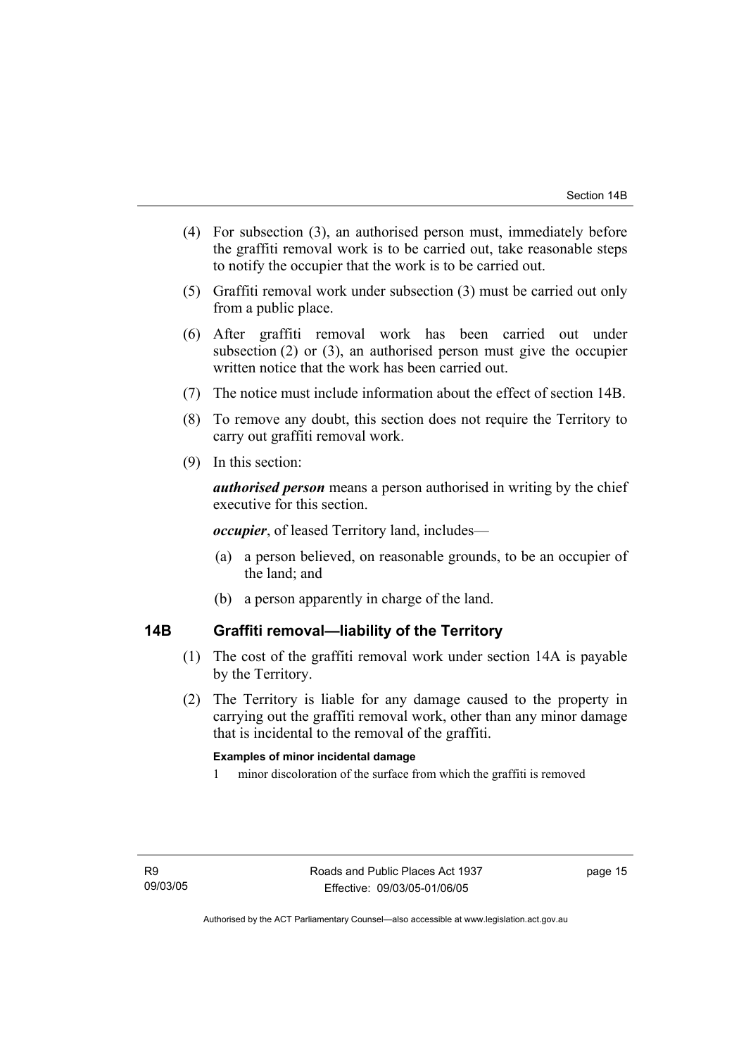(4) For subsection (3), an authorised person must, immediately before the graffiti removal work is to be carried out, take reasonable steps to notify the occupier that the work is to be carried out.

(5) Graffiti removal work under subsection (3) must be carried out only from a public place.

(6) After graffiti removal work has been carried out under subsection (2) or (3), an authorised person must give the occupier written notice that the work has been carried out.

(7) The notice must include information about the effect of section 14B.

(8) To remove any doubt, this section does not require the Territory to carry out graffiti removal work.

(9) In this section:

***authorised person*** means a person authorised in writing by the chief executive for this section.

***occupier***, of leased Territory land, includes—

(a) a person believed, on reasonable grounds, to be an occupier of the land; and

(b) a person apparently in charge of the land.

## 14B Graffiti removal—liability of the Territory

(1) The cost of the graffiti removal work under section 14A is payable by the Territory.

(2) The Territory is liable for any damage caused to the property in carrying out the graffiti removal work, other than any minor damage that is incidental to the removal of the graffiti.

**Examples of minor incidental damage**

1 minor discoloration of the surface from which the graffiti is removed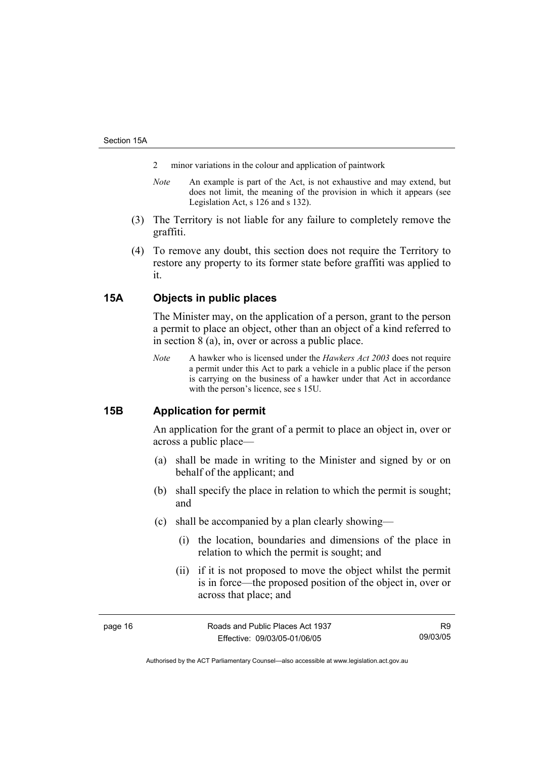2 minor variations in the colour and application of paintwork

*Note* An example is part of the Act, is not exhaustive and may extend, but does not limit, the meaning of the provision in which it appears (see Legislation Act, s 126 and s 132).

(3) The Territory is not liable for any failure to completely remove the graffiti.

(4) To remove any doubt, this section does not require the Territory to restore any property to its former state before graffiti was applied to it.

## 15A Objects in public places

The Minister may, on the application of a person, grant to the person a permit to place an object, other than an object of a kind referred to in section 8 (a), in, over or across a public place.

*Note* A hawker who is licensed under the *Hawkers Act 2003* does not require a permit under this Act to park a vehicle in a public place if the person is carrying on the business of a hawker under that Act in accordance with the person's licence, see s 15U.

## 15B Application for permit

An application for the grant of a permit to place an object in, over or across a public place—

(a) shall be made in writing to the Minister and signed by or on behalf of the applicant; and

(b) shall specify the place in relation to which the permit is sought; and

(c) shall be accompanied by a plan clearly showing—

(i) the location, boundaries and dimensions of the place in relation to which the permit is sought; and

(ii) if it is not proposed to move the object whilst the permit is in force—the proposed position of the object in, over or across that place; and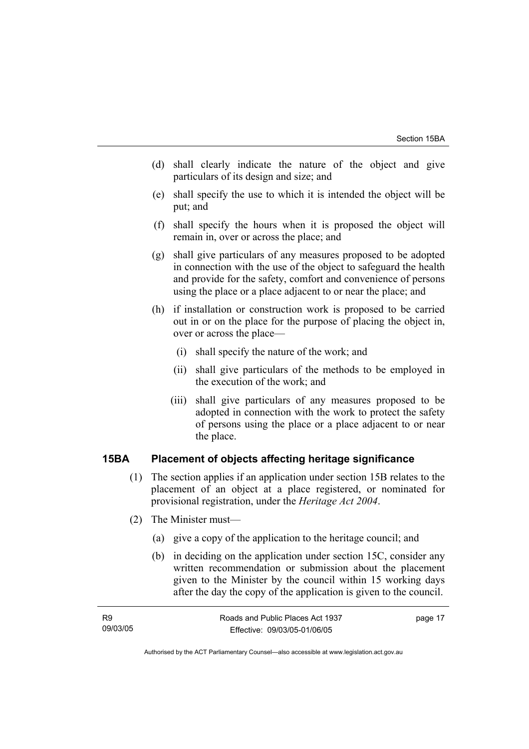(d) shall clearly indicate the nature of the object and give particulars of its design and size; and

(e) shall specify the use to which it is intended the object will be put; and

(f) shall specify the hours when it is proposed the object will remain in, over or across the place; and

(g) shall give particulars of any measures proposed to be adopted in connection with the use of the object to safeguard the health and provide for the safety, comfort and convenience of persons using the place or a place adjacent to or near the place; and

(h) if installation or construction work is proposed to be carried out in or on the place for the purpose of placing the object in, over or across the place—

  (i) shall specify the nature of the work; and

  (ii) shall give particulars of the methods to be employed in the execution of the work; and

  (iii) shall give particulars of any measures proposed to be adopted in connection with the work to protect the safety of persons using the place or a place adjacent to or near the place.

## 15BA Placement of objects affecting heritage significance

(1) The section applies if an application under section 15B relates to the placement of an object at a place registered, or nominated for provisional registration, under the *Heritage Act 2004*.

(2) The Minister must—

  (a) give a copy of the application to the heritage council; and

  (b) in deciding on the application under section 15C, consider any written recommendation or submission about the placement given to the Minister by the council within 15 working days after the day the copy of the application is given to the council.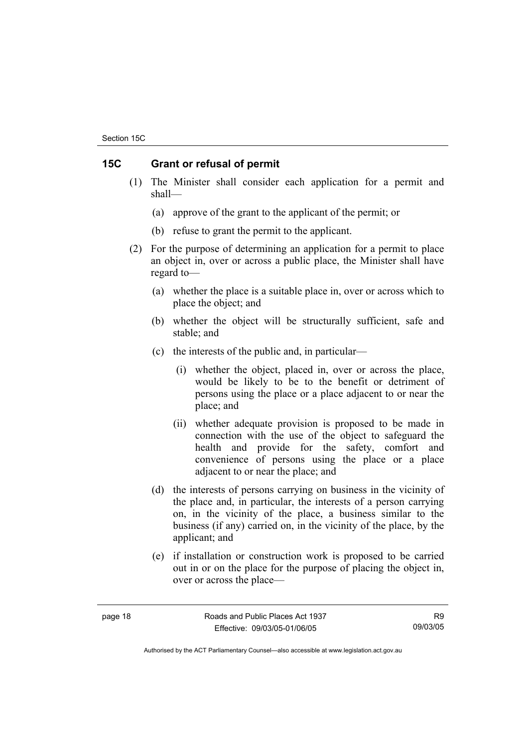## 15C Grant or refusal of permit

(1) The Minister shall consider each application for a permit and shall—

(a) approve of the grant to the applicant of the permit; or

(b) refuse to grant the permit to the applicant.

(2) For the purpose of determining an application for a permit to place an object in, over or across a public place, the Minister shall have regard to—

(a) whether the place is a suitable place in, over or across which to place the object; and

(b) whether the object will be structurally sufficient, safe and stable; and

(c) the interests of the public and, in particular—

(i) whether the object, placed in, over or across the place, would be likely to be to the benefit or detriment of persons using the place or a place adjacent to or near the place; and

(ii) whether adequate provision is proposed to be made in connection with the use of the object to safeguard the health and provide for the safety, comfort and convenience of persons using the place or a place adjacent to or near the place; and

(d) the interests of persons carrying on business in the vicinity of the place and, in particular, the interests of a person carrying on, in the vicinity of the place, a business similar to the business (if any) carried on, in the vicinity of the place, by the applicant; and

(e) if installation or construction work is proposed to be carried out in or on the place for the purpose of placing the object in, over or across the place—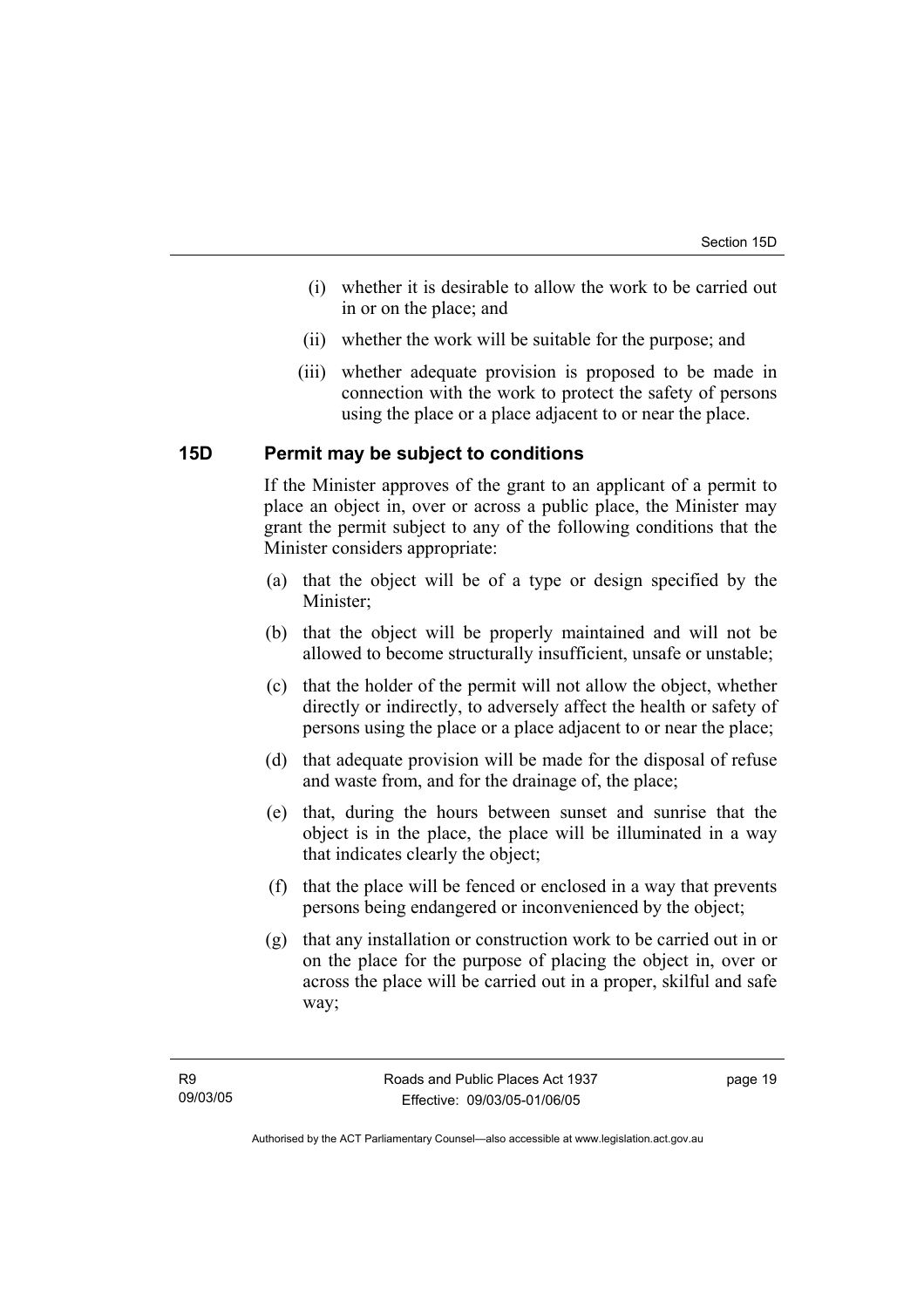(i) whether it is desirable to allow the work to be carried out in or on the place; and

(ii) whether the work will be suitable for the purpose; and

(iii) whether adequate provision is proposed to be made in connection with the work to protect the safety of persons using the place or a place adjacent to or near the place.

## 15D Permit may be subject to conditions

If the Minister approves of the grant to an applicant of a permit to place an object in, over or across a public place, the Minister may grant the permit subject to any of the following conditions that the Minister considers appropriate:

(a) that the object will be of a type or design specified by the Minister;

(b) that the object will be properly maintained and will not be allowed to become structurally insufficient, unsafe or unstable;

(c) that the holder of the permit will not allow the object, whether directly or indirectly, to adversely affect the health or safety of persons using the place or a place adjacent to or near the place;

(d) that adequate provision will be made for the disposal of refuse and waste from, and for the drainage of, the place;

(e) that, during the hours between sunset and sunrise that the object is in the place, the place will be illuminated in a way that indicates clearly the object;

(f) that the place will be fenced or enclosed in a way that prevents persons being endangered or inconvenienced by the object;

(g) that any installation or construction work to be carried out in or on the place for the purpose of placing the object in, over or across the place will be carried out in a proper, skilful and safe way;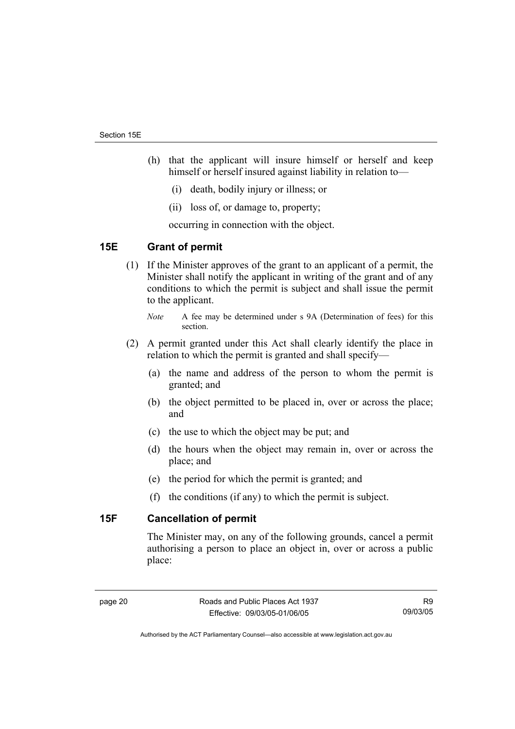(h) that the applicant will insure himself or herself and keep himself or herself insured against liability in relation to—

 (i) death, bodily injury or illness; or

 (ii) loss of, or damage to, property;

 occurring in connection with the object.

## 15E Grant of permit

(1) If the Minister approves of the grant to an applicant of a permit, the Minister shall notify the applicant in writing of the grant and of any conditions to which the permit is subject and shall issue the permit to the applicant.

*Note* A fee may be determined under s 9A (Determination of fees) for this section.

(2) A permit granted under this Act shall clearly identify the place in relation to which the permit is granted and shall specify—

 (a) the name and address of the person to whom the permit is granted; and

 (b) the object permitted to be placed in, over or across the place; and

 (c) the use to which the object may be put; and

 (d) the hours when the object may remain in, over or across the place; and

 (e) the period for which the permit is granted; and

 (f) the conditions (if any) to which the permit is subject.

## 15F Cancellation of permit

The Minister may, on any of the following grounds, cancel a permit authorising a person to place an object in, over or across a public place: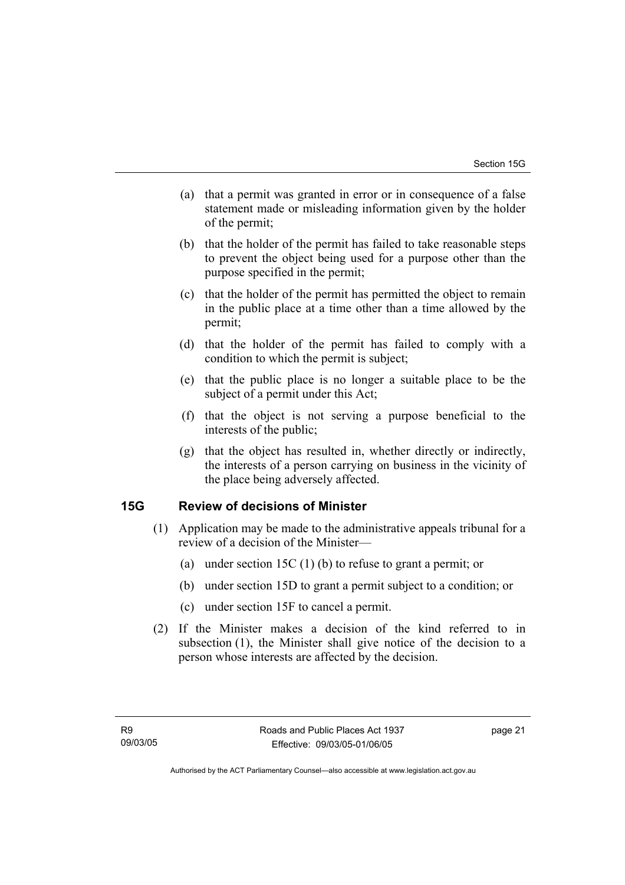(a) that a permit was granted in error or in consequence of a false statement made or misleading information given by the holder of the permit;

(b) that the holder of the permit has failed to take reasonable steps to prevent the object being used for a purpose other than the purpose specified in the permit;

(c) that the holder of the permit has permitted the object to remain in the public place at a time other than a time allowed by the permit;

(d) that the holder of the permit has failed to comply with a condition to which the permit is subject;

(e) that the public place is no longer a suitable place to be the subject of a permit under this Act;

(f) that the object is not serving a purpose beneficial to the interests of the public;

(g) that the object has resulted in, whether directly or indirectly, the interests of a person carrying on business in the vicinity of the place being adversely affected.

## 15G Review of decisions of Minister

(1) Application may be made to the administrative appeals tribunal for a review of a decision of the Minister—

(a) under section 15C (1) (b) to refuse to grant a permit; or

(b) under section 15D to grant a permit subject to a condition; or

(c) under section 15F to cancel a permit.

(2) If the Minister makes a decision of the kind referred to in subsection (1), the Minister shall give notice of the decision to a person whose interests are affected by the decision.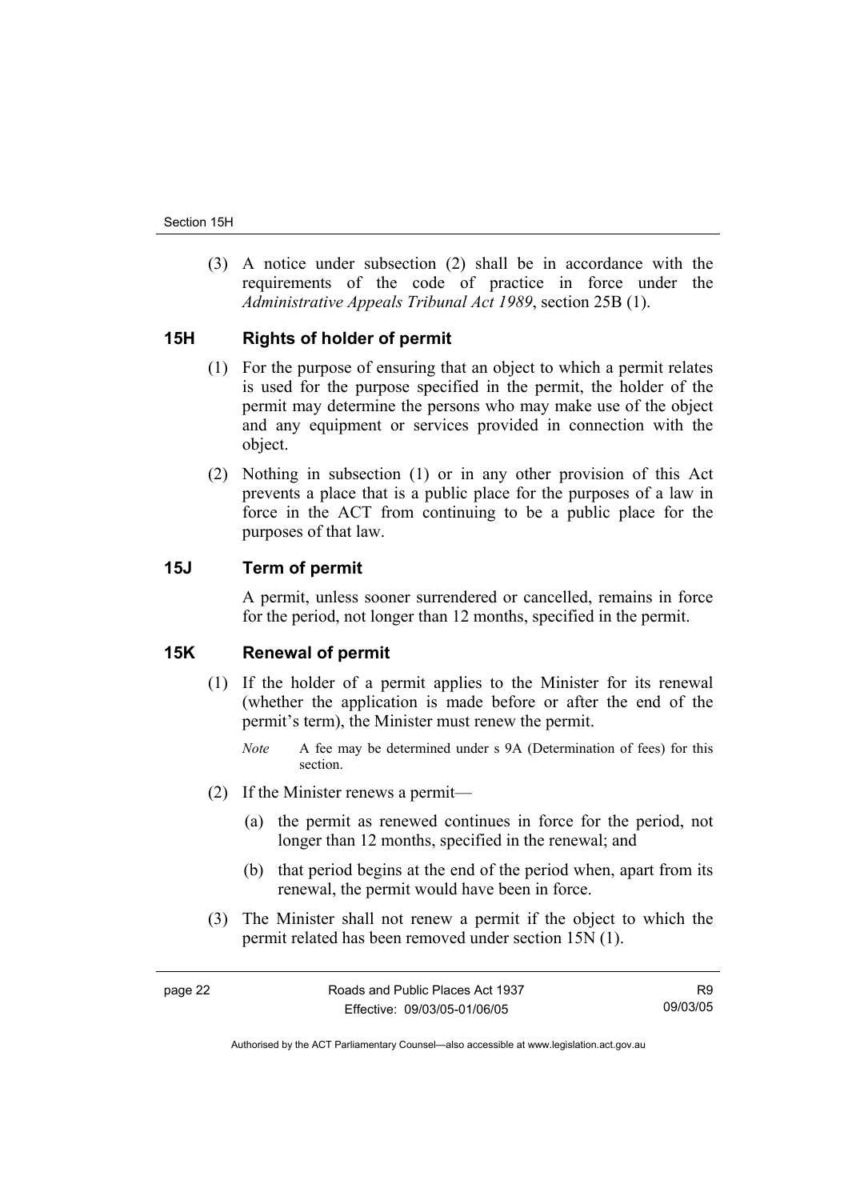(3) A notice under subsection (2) shall be in accordance with the requirements of the code of practice in force under the *Administrative Appeals Tribunal Act 1989*, section 25B (1).

## 15H Rights of holder of permit

(1) For the purpose of ensuring that an object to which a permit relates is used for the purpose specified in the permit, the holder of the permit may determine the persons who may make use of the object and any equipment or services provided in connection with the object.

(2) Nothing in subsection (1) or in any other provision of this Act prevents a place that is a public place for the purposes of a law in force in the ACT from continuing to be a public place for the purposes of that law.

## 15J Term of permit

A permit, unless sooner surrendered or cancelled, remains in force for the period, not longer than 12 months, specified in the permit.

## 15K Renewal of permit

(1) If the holder of a permit applies to the Minister for its renewal (whether the application is made before or after the end of the permit's term), the Minister must renew the permit.

*Note* A fee may be determined under s 9A (Determination of fees) for this section.

(2) If the Minister renews a permit—

(a) the permit as renewed continues in force for the period, not longer than 12 months, specified in the renewal; and

(b) that period begins at the end of the period when, apart from its renewal, the permit would have been in force.

(3) The Minister shall not renew a permit if the object to which the permit related has been removed under section 15N (1).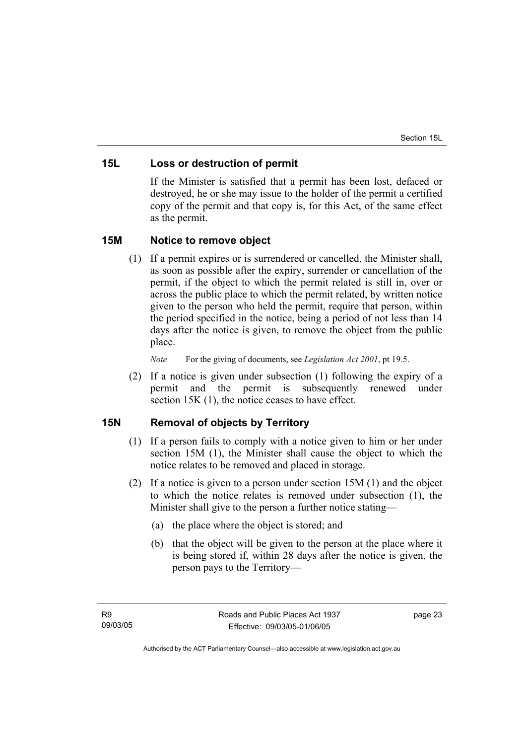### 15L Loss or destruction of permit

If the Minister is satisfied that a permit has been lost, defaced or destroyed, he or she may issue to the holder of the permit a certified copy of the permit and that copy is, for this Act, of the same effect as the permit.

### 15M Notice to remove object

(1) If a permit expires or is surrendered or cancelled, the Minister shall, as soon as possible after the expiry, surrender or cancellation of the permit, if the object to which the permit related is still in, over or across the public place to which the permit related, by written notice given to the person who held the permit, require that person, within the period specified in the notice, being a period of not less than 14 days after the notice is given, to remove the object from the public place.

*Note* For the giving of documents, see *Legislation Act 2001*, pt 19.5.

(2) If a notice is given under subsection (1) following the expiry of a permit and the permit is subsequently renewed under section 15K (1), the notice ceases to have effect.

### 15N Removal of objects by Territory

(1) If a person fails to comply with a notice given to him or her under section 15M (1), the Minister shall cause the object to which the notice relates to be removed and placed in storage.

(2) If a notice is given to a person under section 15M (1) and the object to which the notice relates is removed under subsection (1), the Minister shall give to the person a further notice stating—

- (a) the place where the object is stored; and
- (b) that the object will be given to the person at the place where it is being stored if, within 28 days after the notice is given, the person pays to the Territory—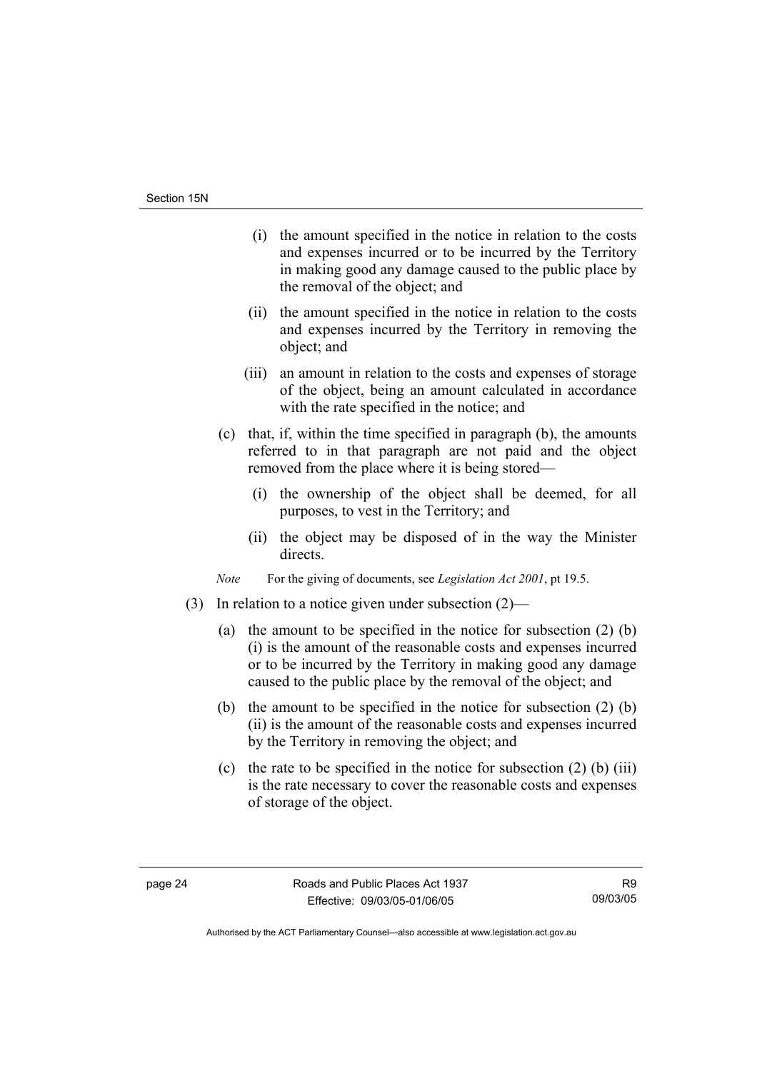(i) the amount specified in the notice in relation to the costs and expenses incurred or to be incurred by the Territory in making good any damage caused to the public place by the removal of the object; and

(ii) the amount specified in the notice in relation to the costs and expenses incurred by the Territory in removing the object; and

(iii) an amount in relation to the costs and expenses of storage of the object, being an amount calculated in accordance with the rate specified in the notice; and

(c) that, if, within the time specified in paragraph (b), the amounts referred to in that paragraph are not paid and the object removed from the place where it is being stored—

(i) the ownership of the object shall be deemed, for all purposes, to vest in the Territory; and

(ii) the object may be disposed of in the way the Minister directs.

*Note* For the giving of documents, see *Legislation Act 2001*, pt 19.5.

(3) In relation to a notice given under subsection (2)—

(a) the amount to be specified in the notice for subsection (2) (b) (i) is the amount of the reasonable costs and expenses incurred or to be incurred by the Territory in making good any damage caused to the public place by the removal of the object; and

(b) the amount to be specified in the notice for subsection (2) (b) (ii) is the amount of the reasonable costs and expenses incurred by the Territory in removing the object; and

(c) the rate to be specified in the notice for subsection (2) (b) (iii) is the rate necessary to cover the reasonable costs and expenses of storage of the object.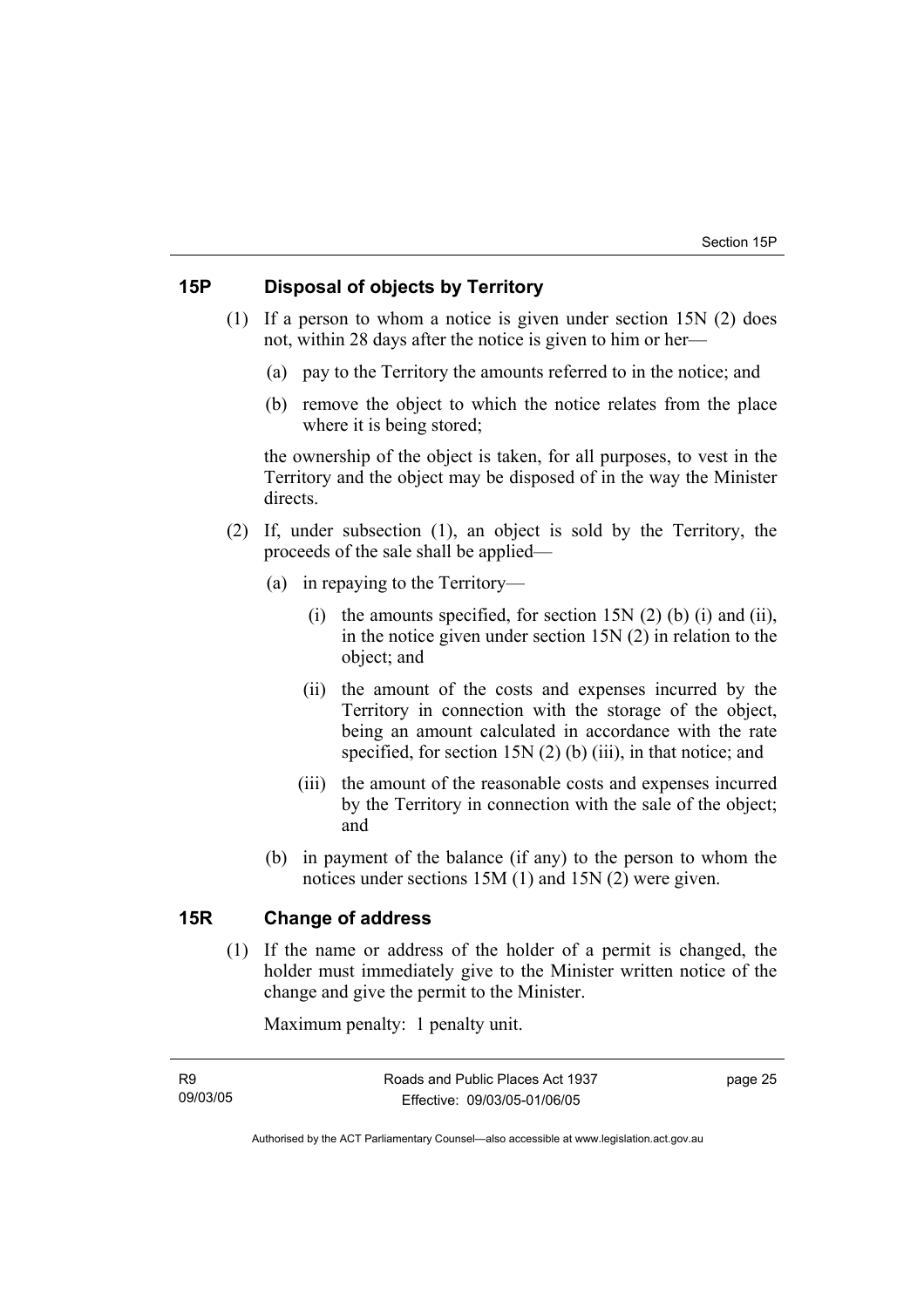## 15P Disposal of objects by Territory

(1) If a person to whom a notice is given under section 15N (2) does not, within 28 days after the notice is given to him or her—

(a) pay to the Territory the amounts referred to in the notice; and

(b) remove the object to which the notice relates from the place where it is being stored;

the ownership of the object is taken, for all purposes, to vest in the Territory and the object may be disposed of in the way the Minister directs.

(2) If, under subsection (1), an object is sold by the Territory, the proceeds of the sale shall be applied—

(a) in repaying to the Territory—

(i) the amounts specified, for section 15N (2) (b) (i) and (ii), in the notice given under section 15N (2) in relation to the object; and

(ii) the amount of the costs and expenses incurred by the Territory in connection with the storage of the object, being an amount calculated in accordance with the rate specified, for section 15N (2) (b) (iii), in that notice; and

(iii) the amount of the reasonable costs and expenses incurred by the Territory in connection with the sale of the object; and

(b) in payment of the balance (if any) to the person to whom the notices under sections 15M (1) and 15N (2) were given.

## 15R Change of address

(1) If the name or address of the holder of a permit is changed, the holder must immediately give to the Minister written notice of the change and give the permit to the Minister.

Maximum penalty: 1 penalty unit.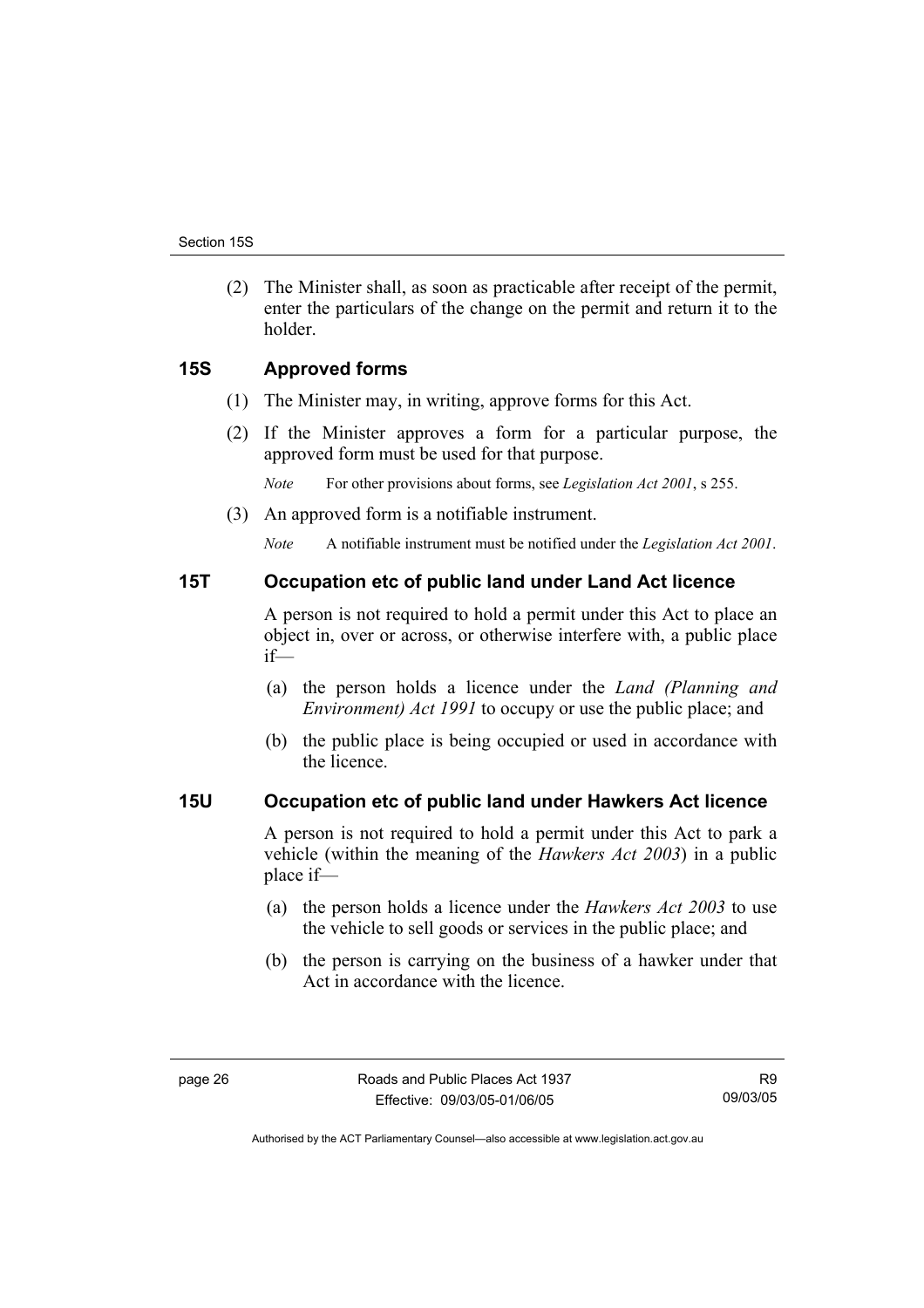(2) The Minister shall, as soon as practicable after receipt of the permit, enter the particulars of the change on the permit and return it to the holder.

### 15S Approved forms

(1) The Minister may, in writing, approve forms for this Act.

(2) If the Minister approves a form for a particular purpose, the approved form must be used for that purpose.

*Note* For other provisions about forms, see *Legislation Act 2001*, s 255.

(3) An approved form is a notifiable instrument.

*Note* A notifiable instrument must be notified under the *Legislation Act 2001*.

### 15T Occupation etc of public land under Land Act licence

A person is not required to hold a permit under this Act to place an object in, over or across, or otherwise interfere with, a public place if—

(a) the person holds a licence under the *Land (Planning and Environment) Act 1991* to occupy or use the public place; and

(b) the public place is being occupied or used in accordance with the licence.

### 15U Occupation etc of public land under Hawkers Act licence

A person is not required to hold a permit under this Act to park a vehicle (within the meaning of the *Hawkers Act 2003*) in a public place if—

(a) the person holds a licence under the *Hawkers Act 2003* to use the vehicle to sell goods or services in the public place; and

(b) the person is carrying on the business of a hawker under that Act in accordance with the licence.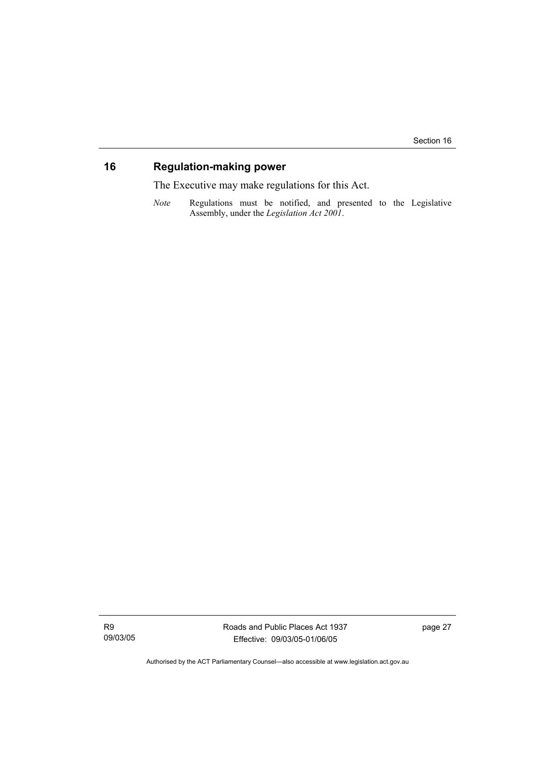## 16 Regulation-making power

The Executive may make regulations for this Act.

*Note* Regulations must be notified, and presented to the Legislative Assembly, under the *Legislation Act 2001*.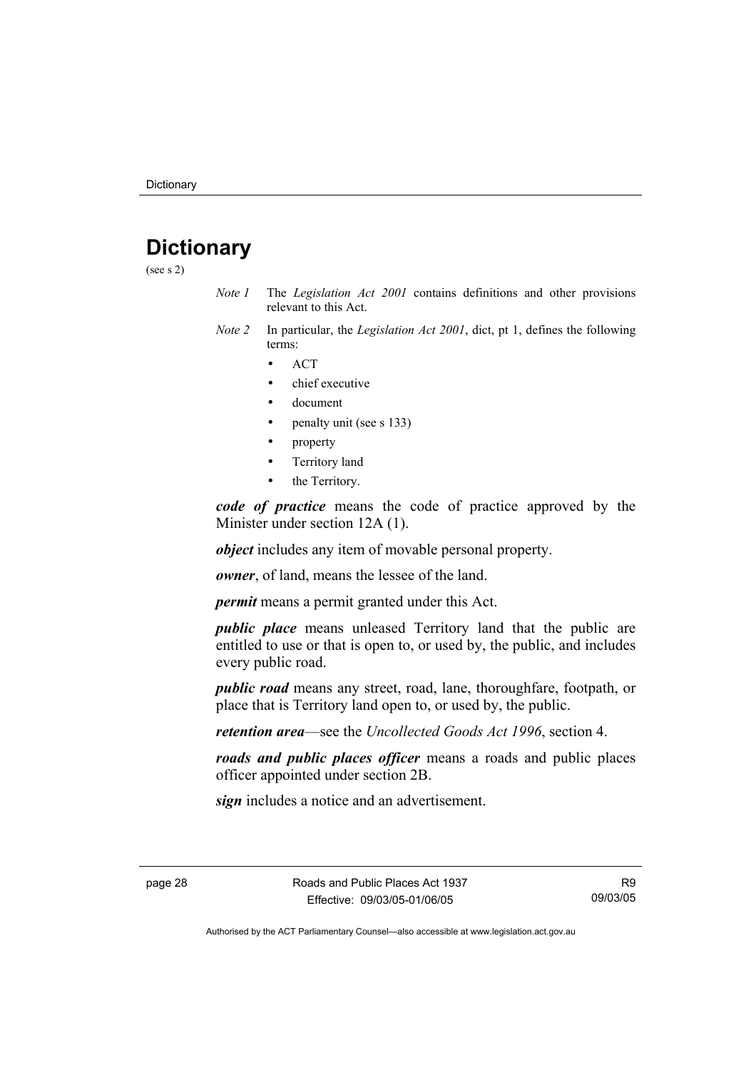# Dictionary

(see s 2)

*Note 1* The *Legislation Act 2001* contains definitions and other provisions relevant to this Act.

*Note 2* In particular, the *Legislation Act 2001*, dict, pt 1, defines the following terms:

- ACT
- chief executive
- document
- penalty unit (see s 133)
- property
- Territory land
- the Territory.

***code of practice*** means the code of practice approved by the Minister under section 12A (1).

***object*** includes any item of movable personal property.

***owner***, of land, means the lessee of the land.

***permit*** means a permit granted under this Act.

***public place*** means unleased Territory land that the public are entitled to use or that is open to, or used by, the public, and includes every public road.

***public road*** means any street, road, lane, thoroughfare, footpath, or place that is Territory land open to, or used by, the public.

***retention area***—see the *Uncollected Goods Act 1996*, section 4.

***roads and public places officer*** means a roads and public places officer appointed under section 2B.

***sign*** includes a notice and an advertisement.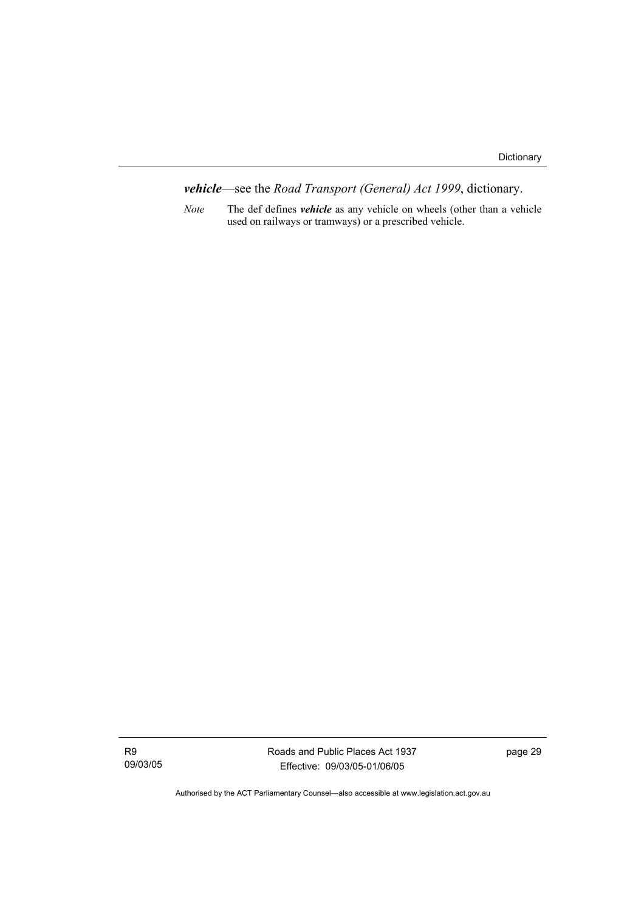***vehicle***—see the *Road Transport (General) Act 1999*, dictionary.

*Note* The def defines ***vehicle*** as any vehicle on wheels (other than a vehicle used on railways or tramways) or a prescribed vehicle.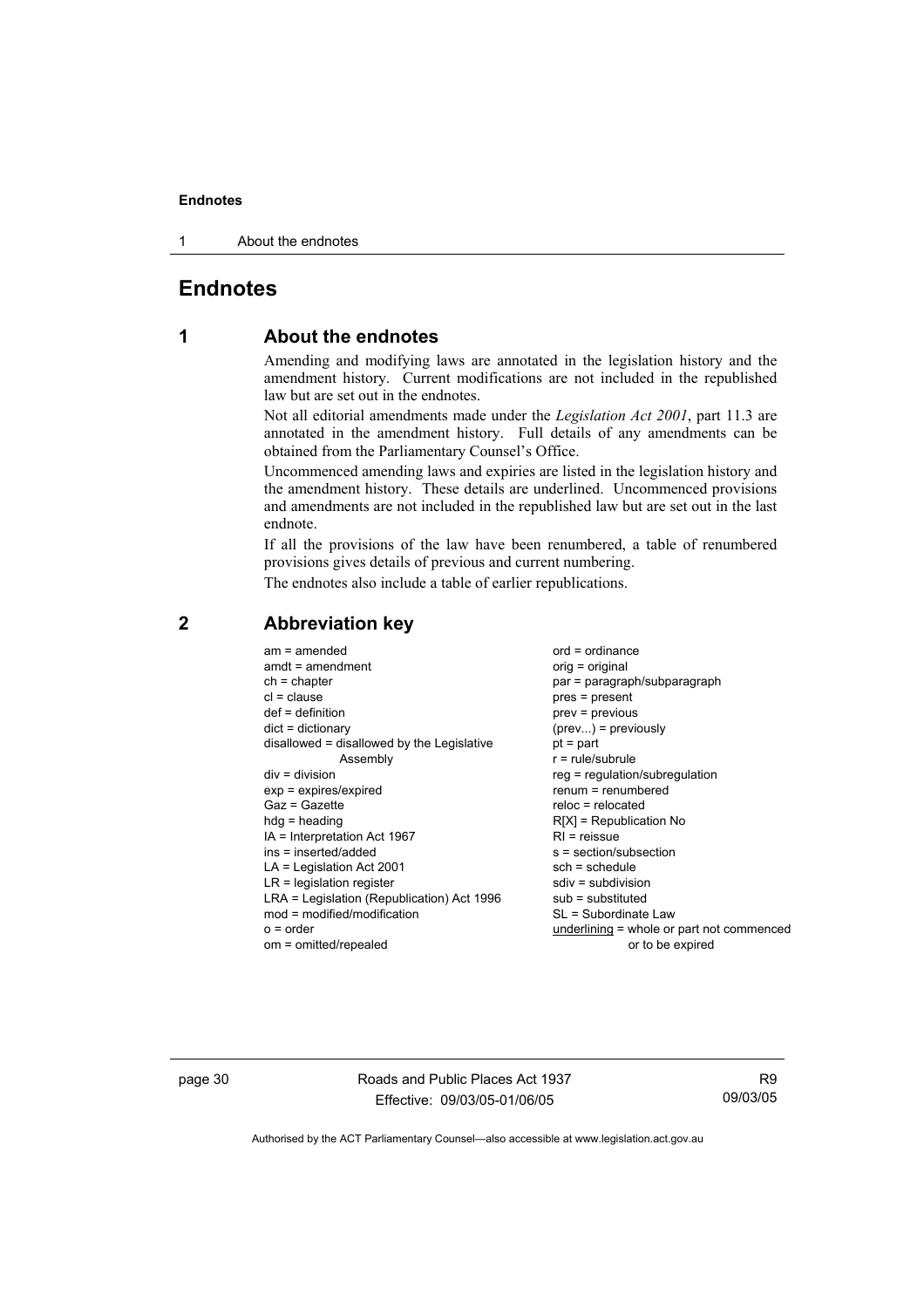# Endnotes

## 1 About the endnotes

Amending and modifying laws are annotated in the legislation history and the amendment history. Current modifications are not included in the republished law but are set out in the endnotes.

Not all editorial amendments made under the *Legislation Act 2001*, part 11.3 are annotated in the amendment history. Full details of any amendments can be obtained from the Parliamentary Counsel's Office.

Uncommenced amending laws and expiries are listed in the legislation history and the amendment history. These details are underlined. Uncommenced provisions and amendments are not included in the republished law but are set out in the last endnote.

If all the provisions of the law have been renumbered, a table of renumbered provisions gives details of previous and current numbering.

The endnotes also include a table of earlier republications.

## 2 Abbreviation key

am = amended
amdt = amendment
ch = chapter
cl = clause
def = definition
dict = dictionary
disallowed = disallowed by the Legislative Assembly
div = division
exp = expires/expired
Gaz = Gazette
hdg = heading
IA = Interpretation Act 1967
ins = inserted/added
LA = Legislation Act 2001
LR = legislation register
LRA = Legislation (Republication) Act 1996
mod = modified/modification
o = order
om = omitted/repealed
ord = ordinance
orig = original
par = paragraph/subparagraph
pres = present
prev = previous
(prev...) = previously
pt = part
r = rule/subrule
reg = regulation/subregulation
renum = renumbered
reloc = relocated
R[X] = Republication No
RI = reissue
s = section/subsection
sch = schedule
sdiv = subdivision
sub = substituted
SL = Subordinate Law
<u>underlining</u> = whole or part not commenced or to be expired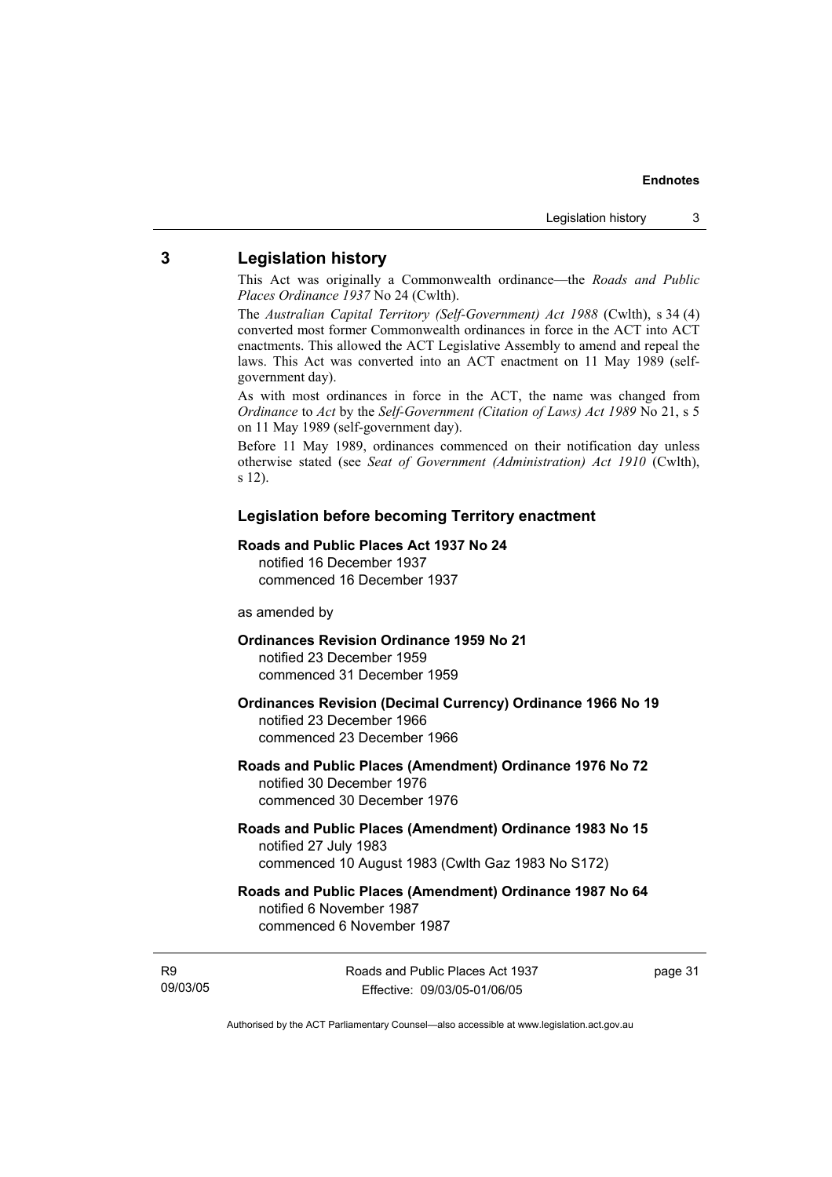## 3 Legislation history

This Act was originally a Commonwealth ordinance—the *Roads and Public Places Ordinance 1937* No 24 (Cwlth).

The *Australian Capital Territory (Self-Government) Act 1988* (Cwlth), s 34 (4) converted most former Commonwealth ordinances in force in the ACT into ACT enactments. This allowed the ACT Legislative Assembly to amend and repeal the laws. This Act was converted into an ACT enactment on 11 May 1989 (self-government day).

As with most ordinances in force in the ACT, the name was changed from *Ordinance* to *Act* by the *Self-Government (Citation of Laws) Act 1989* No 21, s 5 on 11 May 1989 (self-government day).

Before 11 May 1989, ordinances commenced on their notification day unless otherwise stated (see *Seat of Government (Administration) Act 1910* (Cwlth), s 12).

### Legislation before becoming Territory enactment

**Roads and Public Places Act 1937 No 24**
notified 16 December 1937
commenced 16 December 1937

as amended by

**Ordinances Revision Ordinance 1959 No 21**
notified 23 December 1959
commenced 31 December 1959

**Ordinances Revision (Decimal Currency) Ordinance 1966 No 19**
notified 23 December 1966
commenced 23 December 1966

**Roads and Public Places (Amendment) Ordinance 1976 No 72**
notified 30 December 1976
commenced 30 December 1976

**Roads and Public Places (Amendment) Ordinance 1983 No 15**
notified 27 July 1983
commenced 10 August 1983 (Cwlth Gaz 1983 No S172)

**Roads and Public Places (Amendment) Ordinance 1987 No 64**
notified 6 November 1987
commenced 6 November 1987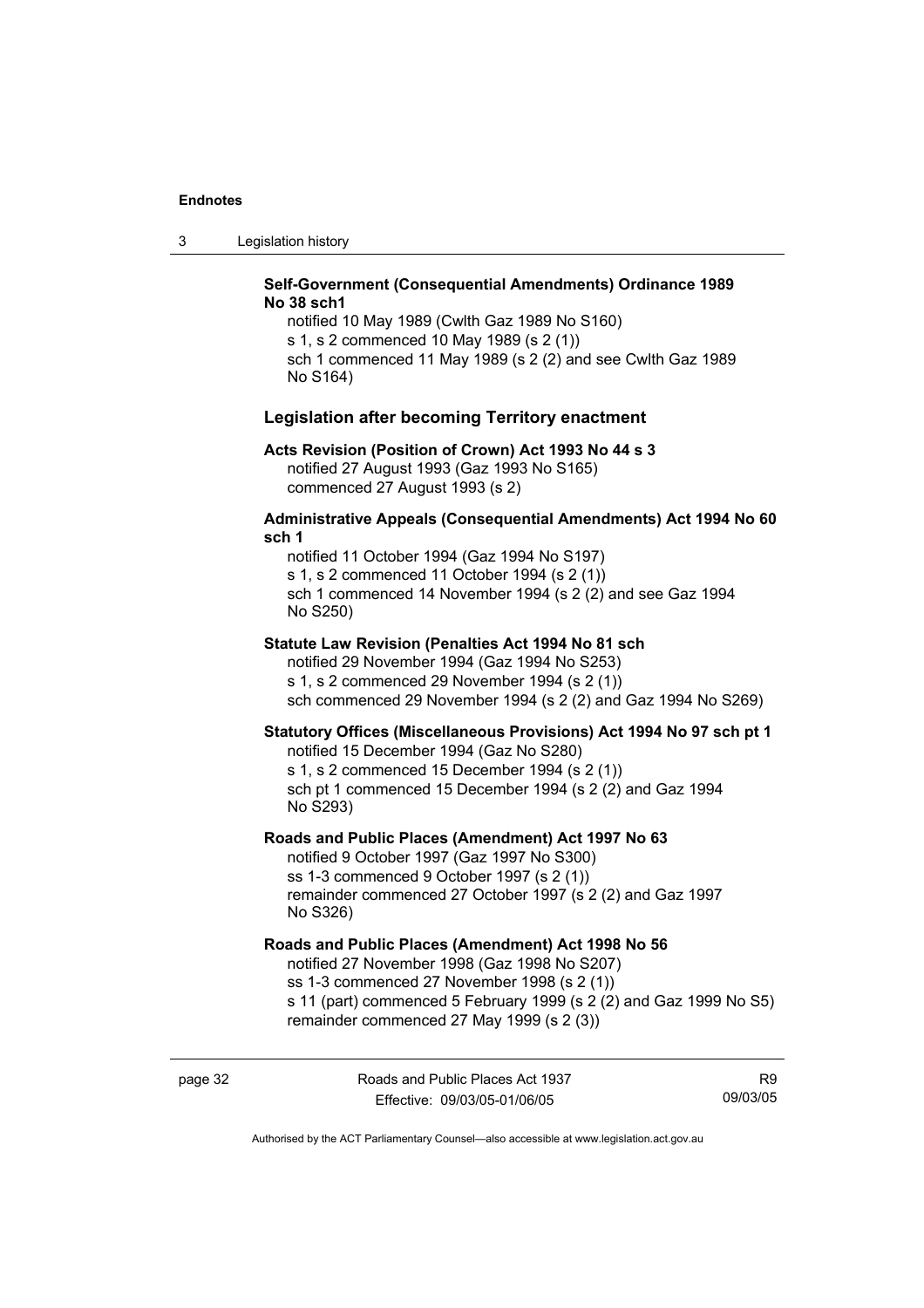**Self-Government (Consequential Amendments) Ordinance 1989 No 38 sch1**

notified 10 May 1989 (Cwlth Gaz 1989 No S160)
s 1, s 2 commenced 10 May 1989 (s 2 (1))
sch 1 commenced 11 May 1989 (s 2 (2) and see Cwlth Gaz 1989 No S164)

### Legislation after becoming Territory enactment

**Acts Revision (Position of Crown) Act 1993 No 44 s 3**

notified 27 August 1993 (Gaz 1993 No S165)
commenced 27 August 1993 (s 2)

**Administrative Appeals (Consequential Amendments) Act 1994 No 60 sch 1**

notified 11 October 1994 (Gaz 1994 No S197)
s 1, s 2 commenced 11 October 1994 (s 2 (1))
sch 1 commenced 14 November 1994 (s 2 (2) and see Gaz 1994 No S250)

**Statute Law Revision (Penalties Act 1994 No 81 sch**

notified 29 November 1994 (Gaz 1994 No S253)
s 1, s 2 commenced 29 November 1994 (s 2 (1))
sch commenced 29 November 1994 (s 2 (2) and Gaz 1994 No S269)

**Statutory Offices (Miscellaneous Provisions) Act 1994 No 97 sch pt 1**

notified 15 December 1994 (Gaz No S280)
s 1, s 2 commenced 15 December 1994 (s 2 (1))
sch pt 1 commenced 15 December 1994 (s 2 (2) and Gaz 1994 No S293)

**Roads and Public Places (Amendment) Act 1997 No 63**

notified 9 October 1997 (Gaz 1997 No S300)
ss 1-3 commenced 9 October 1997 (s 2 (1))
remainder commenced 27 October 1997 (s 2 (2) and Gaz 1997 No S326)

**Roads and Public Places (Amendment) Act 1998 No 56**

notified 27 November 1998 (Gaz 1998 No S207)
ss 1-3 commenced 27 November 1998 (s 2 (1))
s 11 (part) commenced 5 February 1999 (s 2 (2) and Gaz 1999 No S5)
remainder commenced 27 May 1999 (s 2 (3))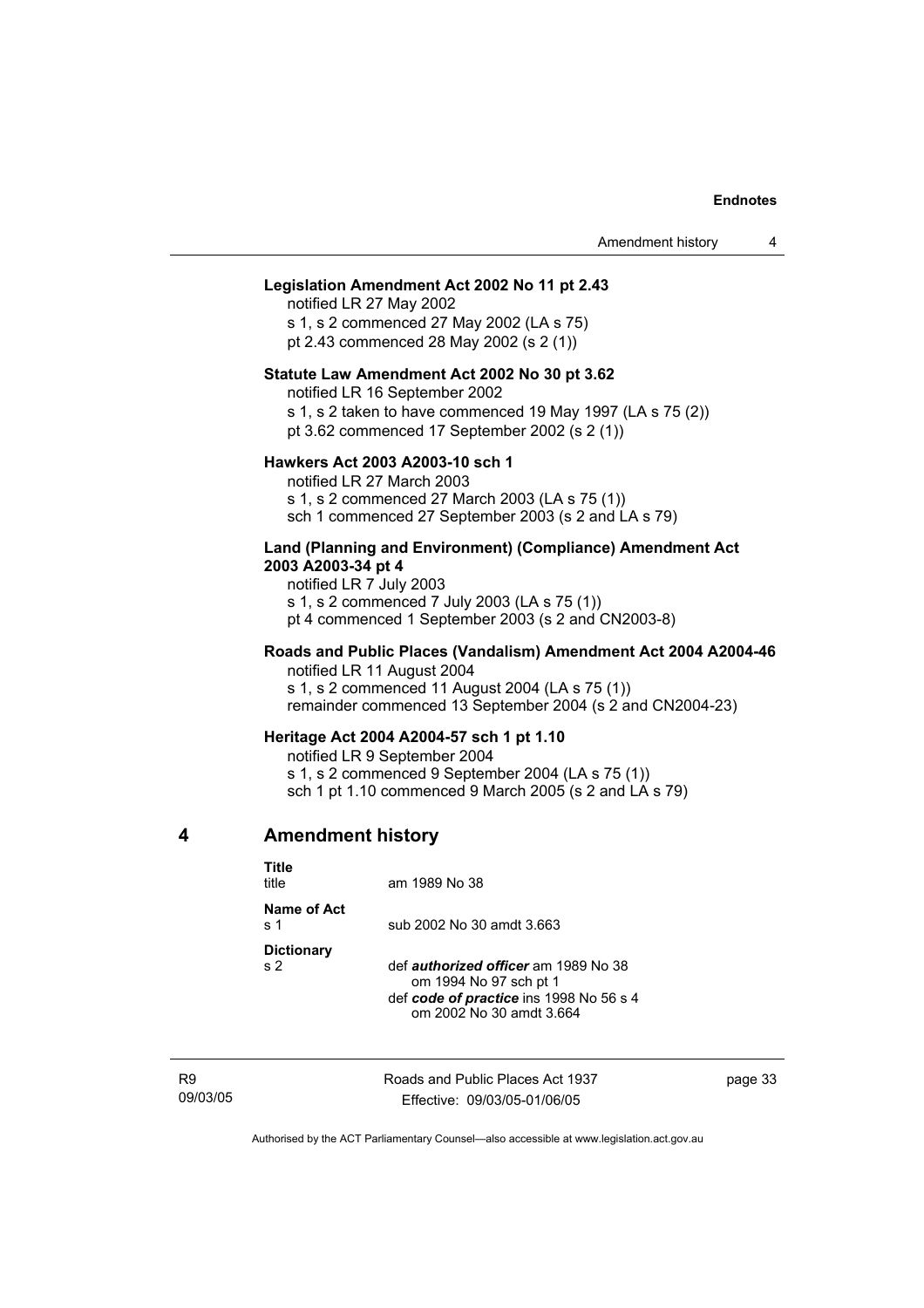**Legislation Amendment Act 2002 No 11 pt 2.43**

notified LR 27 May 2002
s 1, s 2 commenced 27 May 2002 (LA s 75)
pt 2.43 commenced 28 May 2002 (s 2 (1))

**Statute Law Amendment Act 2002 No 30 pt 3.62**

notified LR 16 September 2002
s 1, s 2 taken to have commenced 19 May 1997 (LA s 75 (2))
pt 3.62 commenced 17 September 2002 (s 2 (1))

**Hawkers Act 2003 A2003-10 sch 1**

notified LR 27 March 2003
s 1, s 2 commenced 27 March 2003 (LA s 75 (1))
sch 1 commenced 27 September 2003 (s 2 and LA s 79)

**Land (Planning and Environment) (Compliance) Amendment Act 2003 A2003-34 pt 4**

notified LR 7 July 2003
s 1, s 2 commenced 7 July 2003 (LA s 75 (1))
pt 4 commenced 1 September 2003 (s 2 and CN2003-8)

**Roads and Public Places (Vandalism) Amendment Act 2004 A2004-46**

notified LR 11 August 2004
s 1, s 2 commenced 11 August 2004 (LA s 75 (1))
remainder commenced 13 September 2004 (s 2 and CN2004-23)

**Heritage Act 2004 A2004-57 sch 1 pt 1.10**

notified LR 9 September 2004
s 1, s 2 commenced 9 September 2004 (LA s 75 (1))
sch 1 pt 1.10 commenced 9 March 2005 (s 2 and LA s 79)

## 4 Amendment history

**Title**
title — am 1989 No 38

**Name of Act**
s 1 — sub 2002 No 30 amdt 3.663

**Dictionary**
s 2 — def ***authorized officer*** am 1989 No 38
om 1994 No 97 sch pt 1
def ***code of practice*** ins 1998 No 56 s 4
om 2002 No 30 amdt 3.664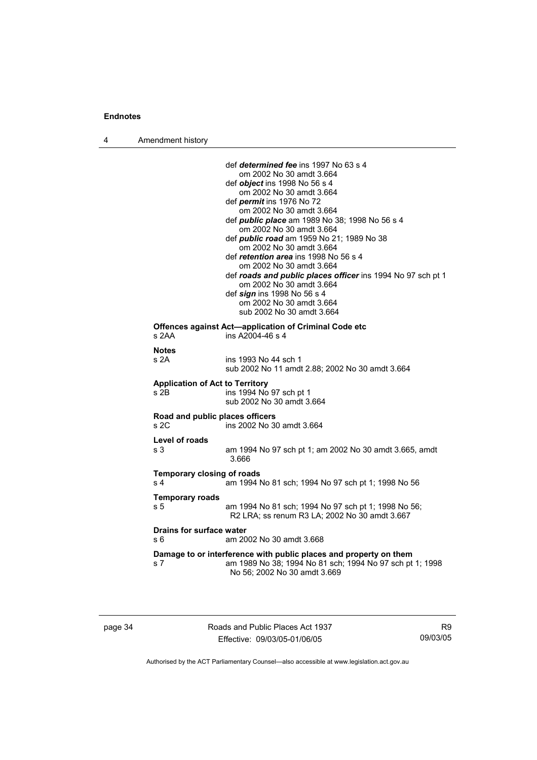def ***determined fee*** ins 1997 No 63 s 4
om 2002 No 30 amdt 3.664
def ***object*** ins 1998 No 56 s 4
om 2002 No 30 amdt 3.664
def ***permit*** ins 1976 No 72
om 2002 No 30 amdt 3.664
def ***public place*** am 1989 No 38; 1998 No 56 s 4
om 2002 No 30 amdt 3.664
def ***public road*** am 1959 No 21; 1989 No 38
om 2002 No 30 amdt 3.664
def ***retention area*** ins 1998 No 56 s 4
om 2002 No 30 amdt 3.664
def ***roads and public places officer*** ins 1994 No 97 sch pt 1
om 2002 No 30 amdt 3.664
def ***sign*** ins 1998 No 56 s 4
om 2002 No 30 amdt 3.664
sub 2002 No 30 amdt 3.664

**Offences against Act—application of Criminal Code etc**
s 2AA ins A2004-46 s 4

**Notes**
s 2A ins 1993 No 44 sch 1
sub 2002 No 11 amdt 2.88; 2002 No 30 amdt 3.664

**Application of Act to Territory**
s 2B ins 1994 No 97 sch pt 1
sub 2002 No 30 amdt 3.664

**Road and public places officers**
s 2C ins 2002 No 30 amdt 3.664

**Level of roads**
s 3 am 1994 No 97 sch pt 1; am 2002 No 30 amdt 3.665, amdt 3.666

**Temporary closing of roads**
s 4 am 1994 No 81 sch; 1994 No 97 sch pt 1; 1998 No 56

**Temporary roads**
s 5 am 1994 No 81 sch; 1994 No 97 sch pt 1; 1998 No 56; R2 LRA; ss renum R3 LA; 2002 No 30 amdt 3.667

**Drains for surface water**
s 6 am 2002 No 30 amdt 3.668

**Damage to or interference with public places and property on them**
s 7 am 1989 No 38; 1994 No 81 sch; 1994 No 97 sch pt 1; 1998 No 56; 2002 No 30 amdt 3.669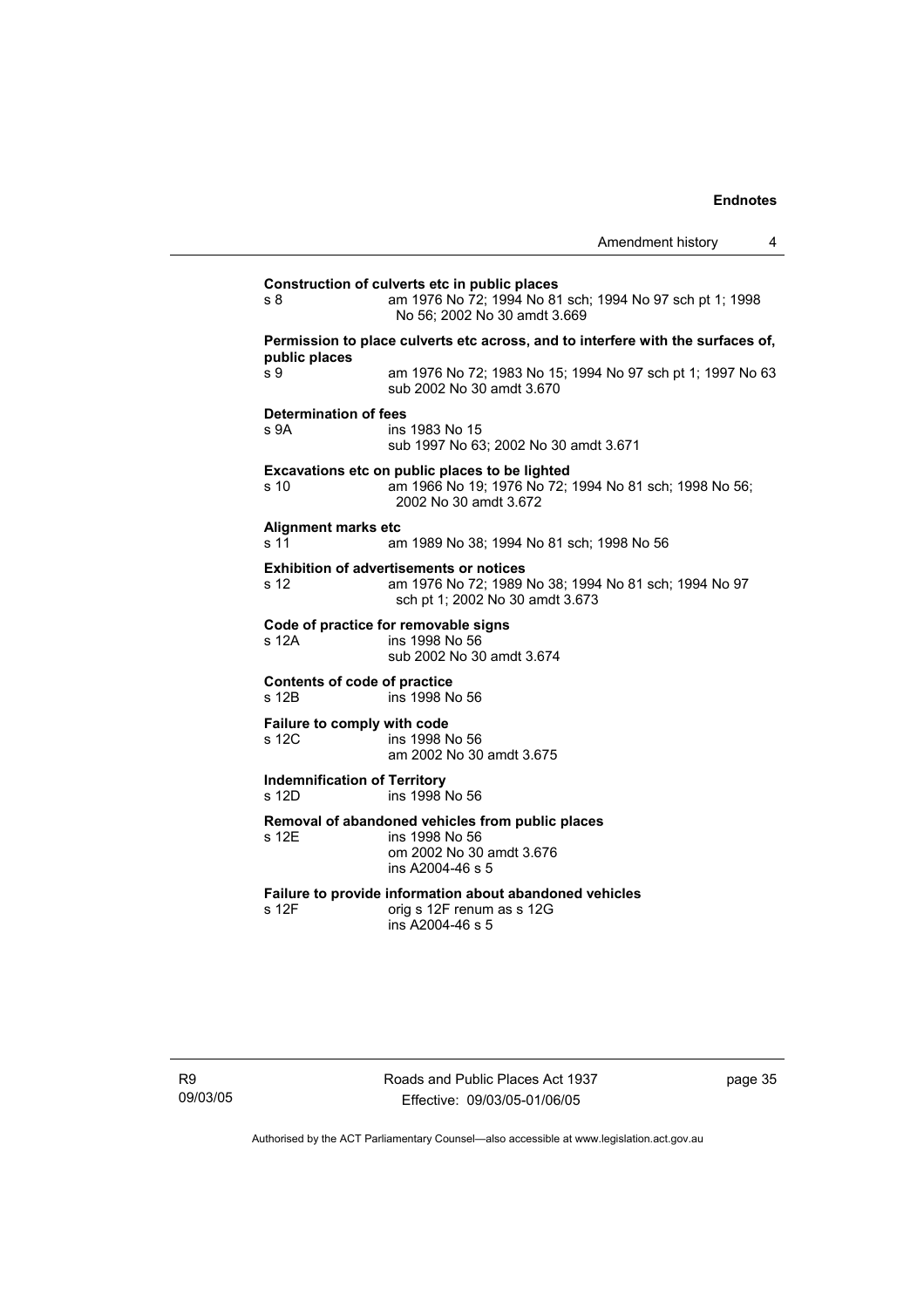**Construction of culverts etc in public places**

s 8 am 1976 No 72; 1994 No 81 sch; 1994 No 97 sch pt 1; 1998 No 56; 2002 No 30 amdt 3.669

**Permission to place culverts etc across, and to interfere with the surfaces of, public places**

s 9 am 1976 No 72; 1983 No 15; 1994 No 97 sch pt 1; 1997 No 63
sub 2002 No 30 amdt 3.670

**Determination of fees**

s 9A ins 1983 No 15
sub 1997 No 63; 2002 No 30 amdt 3.671

**Excavations etc on public places to be lighted**

s 10 am 1966 No 19; 1976 No 72; 1994 No 81 sch; 1998 No 56; 2002 No 30 amdt 3.672

**Alignment marks etc**

s 11 am 1989 No 38; 1994 No 81 sch; 1998 No 56

**Exhibition of advertisements or notices**

s 12 am 1976 No 72; 1989 No 38; 1994 No 81 sch; 1994 No 97 sch pt 1; 2002 No 30 amdt 3.673

**Code of practice for removable signs**

s 12A ins 1998 No 56
sub 2002 No 30 amdt 3.674

**Contents of code of practice**

s 12B ins 1998 No 56

**Failure to comply with code**

s 12C ins 1998 No 56
am 2002 No 30 amdt 3.675

**Indemnification of Territory**

s 12D ins 1998 No 56

**Removal of abandoned vehicles from public places**

s 12E ins 1998 No 56
om 2002 No 30 amdt 3.676
ins A2004-46 s 5

**Failure to provide information about abandoned vehicles**

s 12F orig s 12F renum as s 12G
ins A2004-46 s 5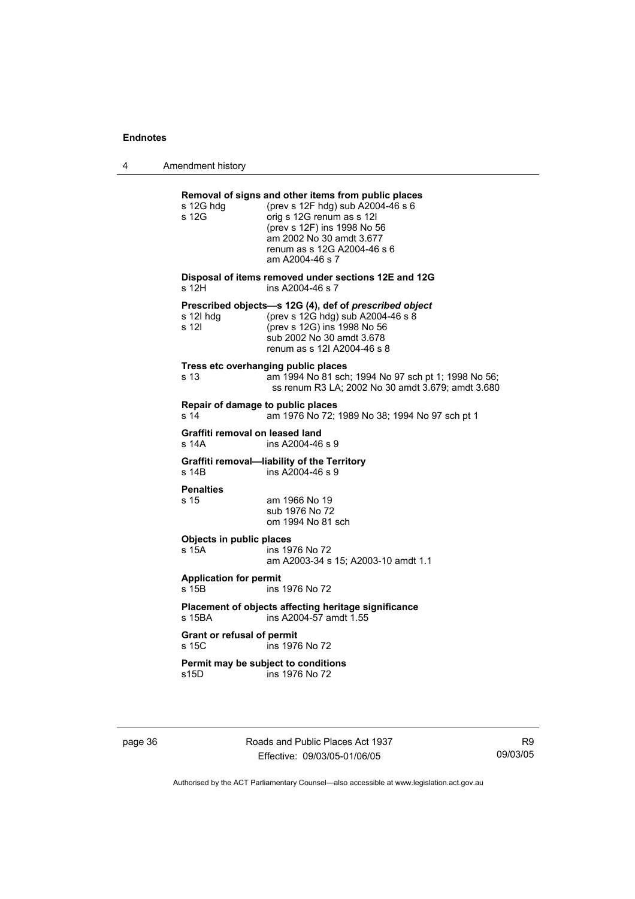**Removal of signs and other items from public places**

s 12G hdg (prev s 12F hdg) sub A2004-46 s 6
s 12G orig s 12G renum as s 12I
(prev s 12F) ins 1998 No 56
am 2002 No 30 amdt 3.677
renum as s 12G A2004-46 s 6
am A2004-46 s 7

**Disposal of items removed under sections 12E and 12G**

s 12H ins A2004-46 s 7

**Prescribed objects—s 12G (4), def of *prescribed object***

s 12I hdg (prev s 12G hdg) sub A2004-46 s 8
s 12I (prev s 12G) ins 1998 No 56
sub 2002 No 30 amdt 3.678
renum as s 12I A2004-46 s 8

**Tress etc overhanging public places**

s 13 am 1994 No 81 sch; 1994 No 97 sch pt 1; 1998 No 56; ss renum R3 LA; 2002 No 30 amdt 3.679; amdt 3.680

**Repair of damage to public places**

s 14 am 1976 No 72; 1989 No 38; 1994 No 97 sch pt 1

**Graffiti removal on leased land**

s 14A ins A2004-46 s 9

**Graffiti removal—liability of the Territory**

s 14B ins A2004-46 s 9

**Penalties**

s 15 am 1966 No 19
sub 1976 No 72
om 1994 No 81 sch

**Objects in public places**

s 15A ins 1976 No 72
am A2003-34 s 15; A2003-10 amdt 1.1

**Application for permit**

s 15B ins 1976 No 72

**Placement of objects affecting heritage significance**

s 15BA ins A2004-57 amdt 1.55

**Grant or refusal of permit**

s 15C ins 1976 No 72

**Permit may be subject to conditions**

s15D ins 1976 No 72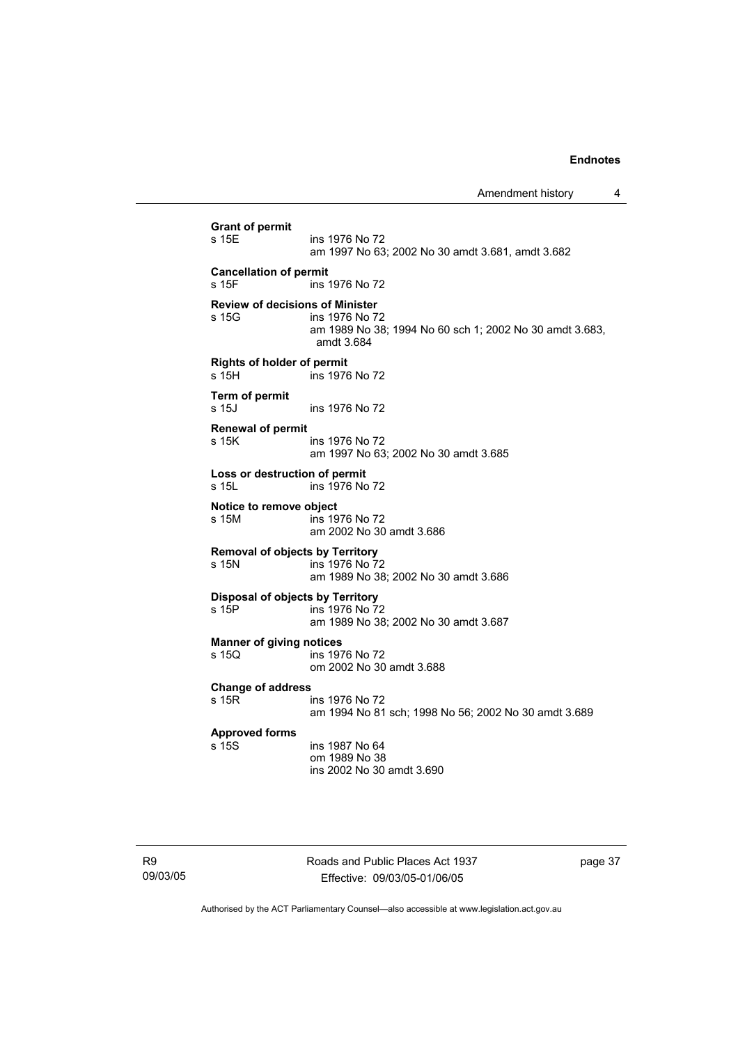**Grant of permit**
s 15E ins 1976 No 72
am 1997 No 63; 2002 No 30 amdt 3.681, amdt 3.682

**Cancellation of permit**
s 15F ins 1976 No 72

**Review of decisions of Minister**
s 15G ins 1976 No 72
am 1989 No 38; 1994 No 60 sch 1; 2002 No 30 amdt 3.683, amdt 3.684

**Rights of holder of permit**
s 15H ins 1976 No 72

**Term of permit**
s 15J ins 1976 No 72

**Renewal of permit**
s 15K ins 1976 No 72
am 1997 No 63; 2002 No 30 amdt 3.685

**Loss or destruction of permit**
s 15L ins 1976 No 72

**Notice to remove object**
s 15M ins 1976 No 72
am 2002 No 30 amdt 3.686

**Removal of objects by Territory**
s 15N ins 1976 No 72
am 1989 No 38; 2002 No 30 amdt 3.686

**Disposal of objects by Territory**
s 15P ins 1976 No 72
am 1989 No 38; 2002 No 30 amdt 3.687

**Manner of giving notices**
s 15Q ins 1976 No 72
om 2002 No 30 amdt 3.688

**Change of address**
s 15R ins 1976 No 72
am 1994 No 81 sch; 1998 No 56; 2002 No 30 amdt 3.689

**Approved forms**
s 15S ins 1987 No 64
om 1989 No 38
ins 2002 No 30 amdt 3.690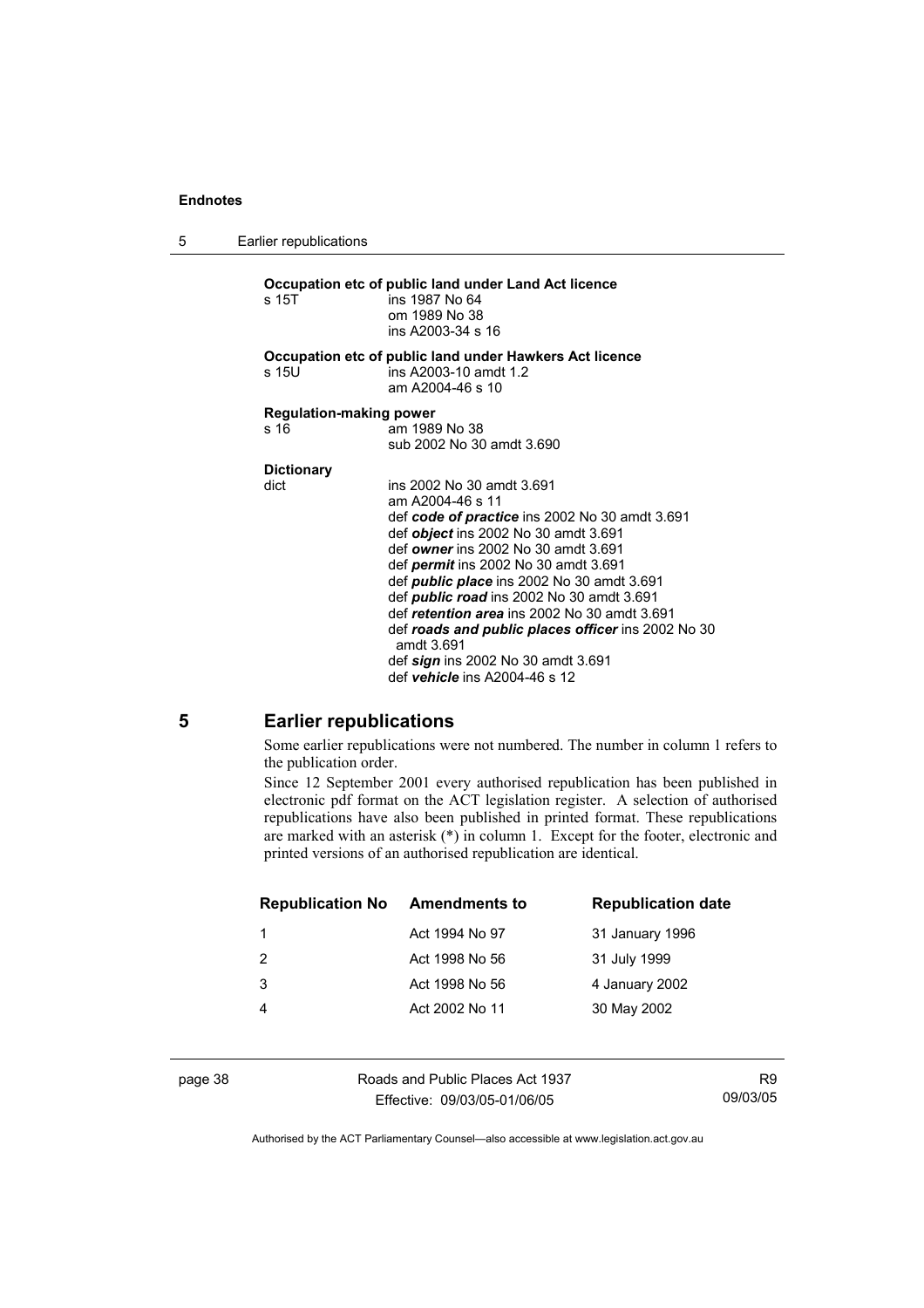**Occupation etc of public land under Land Act licence**

s 15T ins 1987 No 64
om 1989 No 38
ins A2003-34 s 16

**Occupation etc of public land under Hawkers Act licence**

s 15U ins A2003-10 amdt 1.2
am A2004-46 s 10

**Regulation-making power**

s 16 am 1989 No 38
sub 2002 No 30 amdt 3.690

**Dictionary**

dict ins 2002 No 30 amdt 3.691
am A2004-46 s 11
def ***code of practice*** ins 2002 No 30 amdt 3.691
def ***object*** ins 2002 No 30 amdt 3.691
def ***owner*** ins 2002 No 30 amdt 3.691
def ***permit*** ins 2002 No 30 amdt 3.691
def ***public place*** ins 2002 No 30 amdt 3.691
def ***public road*** ins 2002 No 30 amdt 3.691
def ***retention area*** ins 2002 No 30 amdt 3.691
def ***roads and public places officer*** ins 2002 No 30 amdt 3.691
def ***sign*** ins 2002 No 30 amdt 3.691
def ***vehicle*** ins A2004-46 s 12

## 5 Earlier republications

Some earlier republications were not numbered. The number in column 1 refers to the publication order.

Since 12 September 2001 every authorised republication has been published in electronic pdf format on the ACT legislation register. A selection of authorised republications have also been published in printed format. These republications are marked with an asterisk (*) in column 1. Except for the footer, electronic and printed versions of an authorised republication are identical.

| Republication No | Amendments to | Republication date |
| --- | --- | --- |
| 1 | Act 1994 No 97 | 31 January 1996 |
| 2 | Act 1998 No 56 | 31 July 1999 |
| 3 | Act 1998 No 56 | 4 January 2002 |
| 4 | Act 2002 No 11 | 30 May 2002 |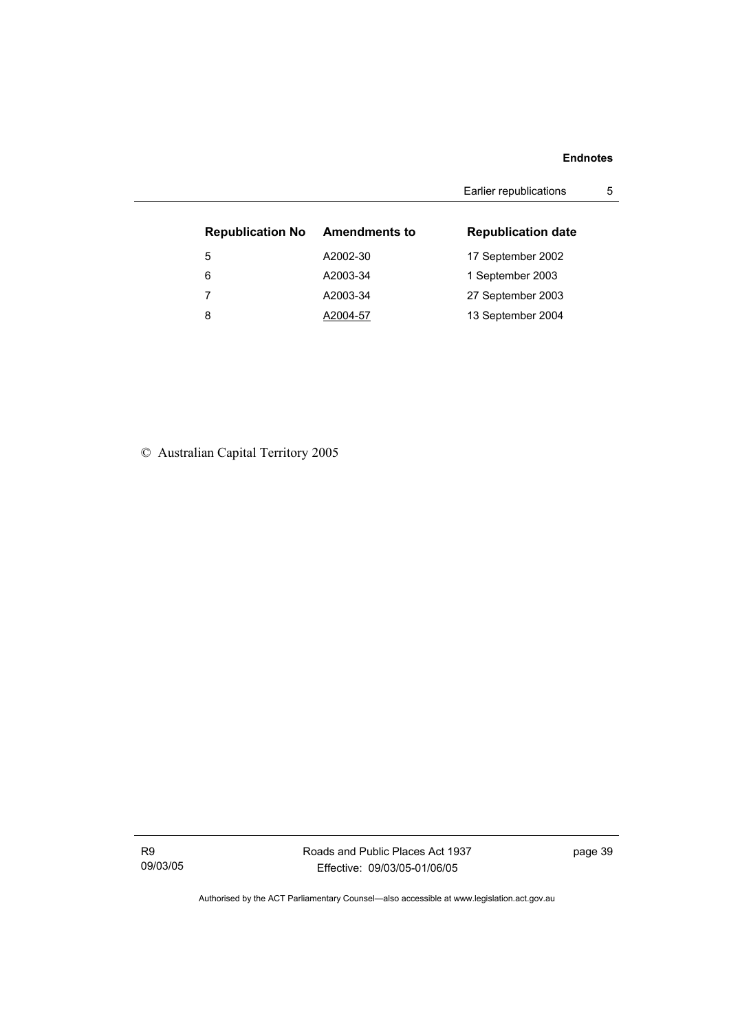| Republication No | Amendments to | Republication date |
| --- | --- | --- |
| 5 | A2002-30 | 17 September 2002 |
| 6 | A2003-34 | 1 September 2003 |
| 7 | A2003-34 | 27 September 2003 |
| 8 | A2004-57 | 13 September 2004 |

© Australian Capital Territory 2005